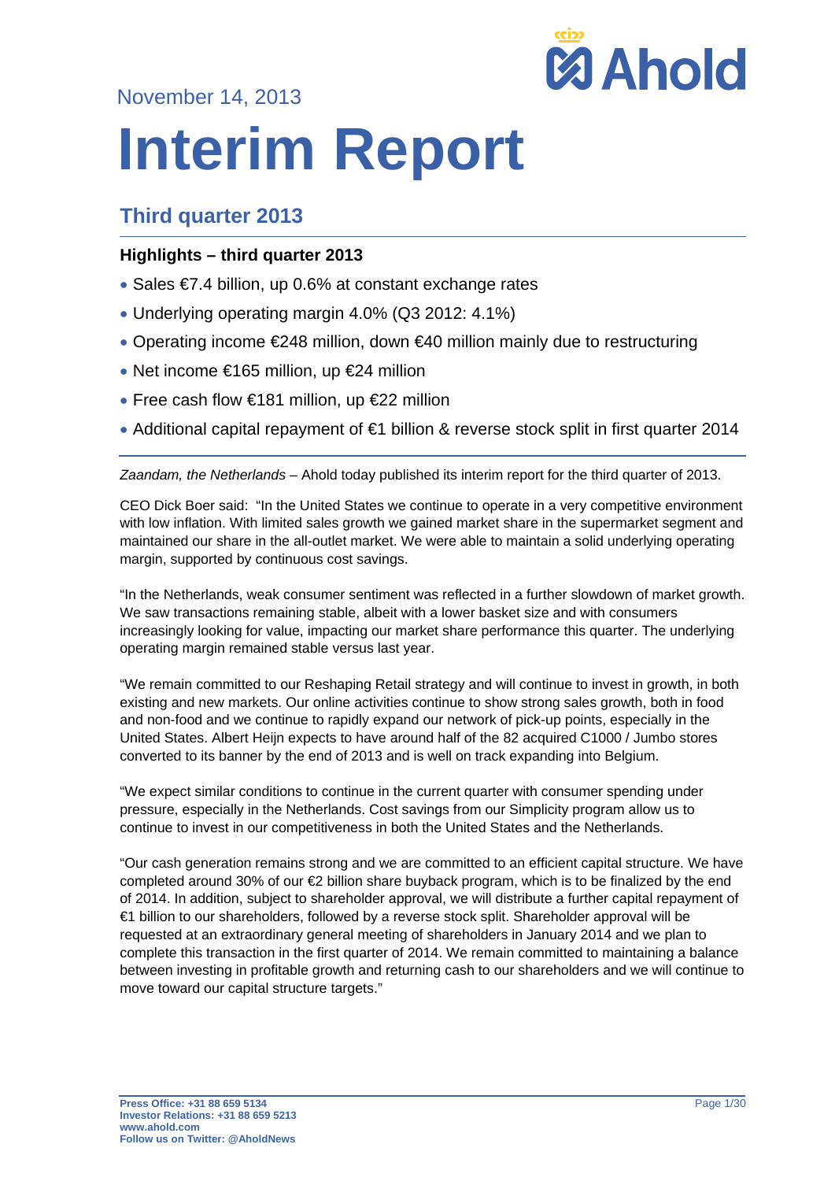November 14, 2013

# Interim Report

## Third quarter 2013

### Highlights – third quarter 2013

- Sales €7.4 billion, up 0.6% at constant exchange rates
- Underlying operating margin 4.0% (Q3 2012: 4.1%)
- Operating income €248 million, down €40 million mainly due to restructuring
- Net income €165 million, up €24 million
- Free cash flow €181 million, up €22 million
- Additional capital repayment of €1 billion & reverse stock split in first quarter 2014

*Zaandam, the Netherlands* – Ahold today published its interim report for the third quarter of 2013.

CEO Dick Boer said: "In the United States we continue to operate in a very competitive environment with low inflation. With limited sales growth we gained market share in the supermarket segment and maintained our share in the all-outlet market. We were able to maintain a solid underlying operating margin, supported by continuous cost savings.

"In the Netherlands, weak consumer sentiment was reflected in a further slowdown of market growth. We saw transactions remaining stable, albeit with a lower basket size and with consumers increasingly looking for value, impacting our market share performance this quarter. The underlying operating margin remained stable versus last year.

"We remain committed to our Reshaping Retail strategy and will continue to invest in growth, in both existing and new markets. Our online activities continue to show strong sales growth, both in food and non-food and we continue to rapidly expand our network of pick-up points, especially in the United States. Albert Heijn expects to have around half of the 82 acquired C1000 / Jumbo stores converted to its banner by the end of 2013 and is well on track expanding into Belgium.

"We expect similar conditions to continue in the current quarter with consumer spending under pressure, especially in the Netherlands. Cost savings from our Simplicity program allow us to continue to invest in our competitiveness in both the United States and the Netherlands.

"Our cash generation remains strong and we are committed to an efficient capital structure. We have completed around 30% of our €2 billion share buyback program, which is to be finalized by the end of 2014. In addition, subject to shareholder approval, we will distribute a further capital repayment of €1 billion to our shareholders, followed by a reverse stock split. Shareholder approval will be requested at an extraordinary general meeting of shareholders in January 2014 and we plan to complete this transaction in the first quarter of 2014. We remain committed to maintaining a balance between investing in profitable growth and returning cash to our shareholders and we will continue to move toward our capital structure targets."

**Press Office: +31 88 659 5134**
**Investor Relations: +31 88 659 5213**
**www.ahold.com**
**Follow us on Twitter: @AholdNews**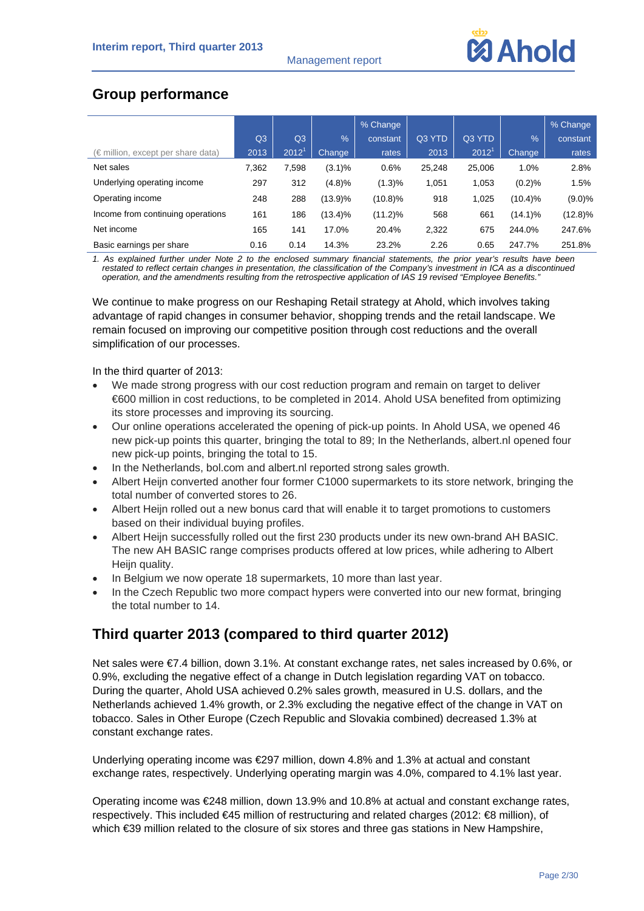## Group performance

| (€ million, except per share data) | Q3 2013 | Q3 2012[1] | % Change | % Change constant rates | Q3 YTD 2013 | Q3 YTD 2012[1] | % Change | % Change constant rates |
|---|---|---|---|---|---|---|---|---|
| Net sales | 7,362 | 7,598 | (3.1)% | 0.6% | 25,248 | 25,006 | 1.0% | 2.8% |
| Underlying operating income | 297 | 312 | (4.8)% | (1.3)% | 1,051 | 1,053 | (0.2)% | 1.5% |
| Operating income | 248 | 288 | (13.9)% | (10.8)% | 918 | 1,025 | (10.4)% | (9.0)% |
| Income from continuing operations | 161 | 186 | (13.4)% | (11.2)% | 568 | 661 | (14.1)% | (12.8)% |
| Net income | 165 | 141 | 17.0% | 20.4% | 2,322 | 675 | 244.0% | 247.6% |
| Basic earnings per share | 0.16 | 0.14 | 14.3% | 23.2% | 2.26 | 0.65 | 247.7% | 251.8% |

*1. As explained further under Note 2 to the enclosed summary financial statements, the prior year's results have been restated to reflect certain changes in presentation, the classification of the Company's investment in ICA as a discontinued operation, and the amendments resulting from the retrospective application of IAS 19 revised "Employee Benefits."*

We continue to make progress on our Reshaping Retail strategy at Ahold, which involves taking advantage of rapid changes in consumer behavior, shopping trends and the retail landscape. We remain focused on improving our competitive position through cost reductions and the overall simplification of our processes.

In the third quarter of 2013:

- We made strong progress with our cost reduction program and remain on target to deliver €600 million in cost reductions, to be completed in 2014. Ahold USA benefited from optimizing its store processes and improving its sourcing.
- Our online operations accelerated the opening of pick-up points. In Ahold USA, we opened 46 new pick-up points this quarter, bringing the total to 89; In the Netherlands, albert.nl opened four new pick-up points, bringing the total to 15.
- In the Netherlands, bol.com and albert.nl reported strong sales growth.
- Albert Heijn converted another four former C1000 supermarkets to its store network, bringing the total number of converted stores to 26.
- Albert Heijn rolled out a new bonus card that will enable it to target promotions to customers based on their individual buying profiles.
- Albert Heijn successfully rolled out the first 230 products under its new own-brand AH BASIC. The new AH BASIC range comprises products offered at low prices, while adhering to Albert Heijn quality.
- In Belgium we now operate 18 supermarkets, 10 more than last year.
- In the Czech Republic two more compact hypers were converted into our new format, bringing the total number to 14.

## Third quarter 2013 (compared to third quarter 2012)

Net sales were €7.4 billion, down 3.1%. At constant exchange rates, net sales increased by 0.6%, or 0.9%, excluding the negative effect of a change in Dutch legislation regarding VAT on tobacco. During the quarter, Ahold USA achieved 0.2% sales growth, measured in U.S. dollars, and the Netherlands achieved 1.4% growth, or 2.3% excluding the negative effect of the change in VAT on tobacco. Sales in Other Europe (Czech Republic and Slovakia combined) decreased 1.3% at constant exchange rates.

Underlying operating income was €297 million, down 4.8% and 1.3% at actual and constant exchange rates, respectively. Underlying operating margin was 4.0%, compared to 4.1% last year.

Operating income was €248 million, down 13.9% and 10.8% at actual and constant exchange rates, respectively. This included €45 million of restructuring and related charges (2012: €8 million), of which €39 million related to the closure of six stores and three gas stations in New Hampshire,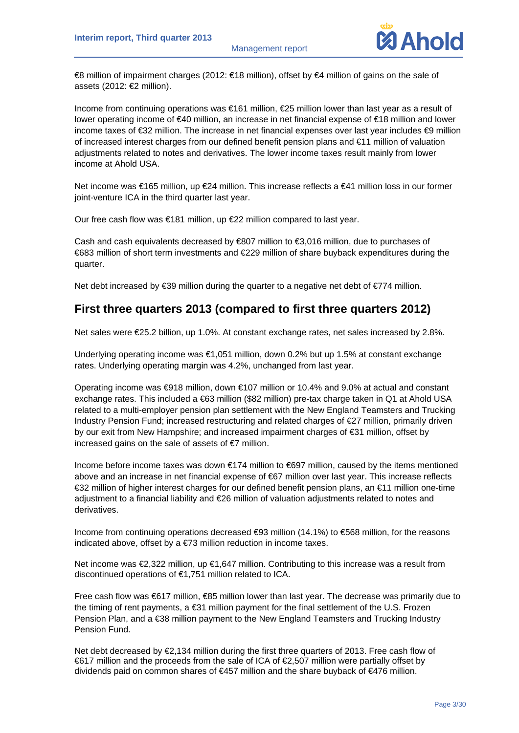€8 million of impairment charges (2012: €18 million), offset by €4 million of gains on the sale of assets (2012: €2 million).

Income from continuing operations was €161 million, €25 million lower than last year as a result of lower operating income of €40 million, an increase in net financial expense of €18 million and lower income taxes of €32 million. The increase in net financial expenses over last year includes €9 million of increased interest charges from our defined benefit pension plans and €11 million of valuation adjustments related to notes and derivatives. The lower income taxes result mainly from lower income at Ahold USA.

Net income was €165 million, up €24 million. This increase reflects a €41 million loss in our former joint-venture ICA in the third quarter last year.

Our free cash flow was €181 million, up €22 million compared to last year.

Cash and cash equivalents decreased by €807 million to €3,016 million, due to purchases of €683 million of short term investments and €229 million of share buyback expenditures during the quarter.

Net debt increased by €39 million during the quarter to a negative net debt of €774 million.

## First three quarters 2013 (compared to first three quarters 2012)

Net sales were €25.2 billion, up 1.0%. At constant exchange rates, net sales increased by 2.8%.

Underlying operating income was €1,051 million, down 0.2% but up 1.5% at constant exchange rates. Underlying operating margin was 4.2%, unchanged from last year.

Operating income was €918 million, down €107 million or 10.4% and 9.0% at actual and constant exchange rates. This included a €63 million ($82 million) pre-tax charge taken in Q1 at Ahold USA related to a multi-employer pension plan settlement with the New England Teamsters and Trucking Industry Pension Fund; increased restructuring and related charges of €27 million, primarily driven by our exit from New Hampshire; and increased impairment charges of €31 million, offset by increased gains on the sale of assets of €7 million.

Income before income taxes was down €174 million to €697 million, caused by the items mentioned above and an increase in net financial expense of €67 million over last year. This increase reflects €32 million of higher interest charges for our defined benefit pension plans, an €11 million one-time adjustment to a financial liability and €26 million of valuation adjustments related to notes and derivatives.

Income from continuing operations decreased €93 million (14.1%) to €568 million, for the reasons indicated above, offset by a €73 million reduction in income taxes.

Net income was €2,322 million, up €1,647 million. Contributing to this increase was a result from discontinued operations of €1,751 million related to ICA.

Free cash flow was €617 million, €85 million lower than last year. The decrease was primarily due to the timing of rent payments, a €31 million payment for the final settlement of the U.S. Frozen Pension Plan, and a €38 million payment to the New England Teamsters and Trucking Industry Pension Fund.

Net debt decreased by €2,134 million during the first three quarters of 2013. Free cash flow of €617 million and the proceeds from the sale of ICA of €2,507 million were partially offset by dividends paid on common shares of €457 million and the share buyback of €476 million.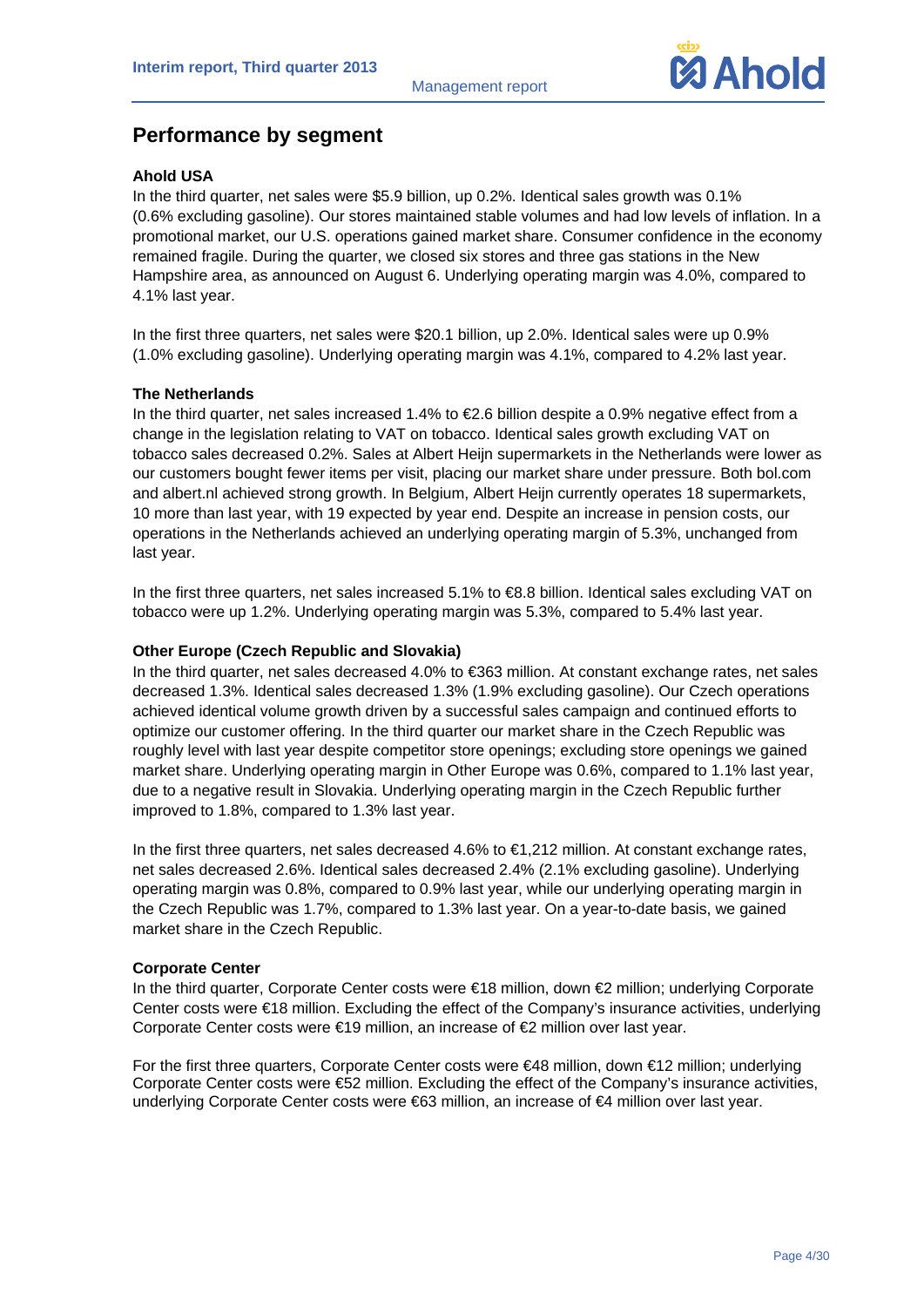## Performance by segment

### Ahold USA

In the third quarter, net sales were $5.9 billion, up 0.2%. Identical sales growth was 0.1% (0.6% excluding gasoline). Our stores maintained stable volumes and had low levels of inflation. In a promotional market, our U.S. operations gained market share. Consumer confidence in the economy remained fragile. During the quarter, we closed six stores and three gas stations in the New Hampshire area, as announced on August 6. Underlying operating margin was 4.0%, compared to 4.1% last year.

In the first three quarters, net sales were $20.1 billion, up 2.0%. Identical sales were up 0.9% (1.0% excluding gasoline). Underlying operating margin was 4.1%, compared to 4.2% last year.

### The Netherlands

In the third quarter, net sales increased 1.4% to €2.6 billion despite a 0.9% negative effect from a change in the legislation relating to VAT on tobacco. Identical sales growth excluding VAT on tobacco sales decreased 0.2%. Sales at Albert Heijn supermarkets in the Netherlands were lower as our customers bought fewer items per visit, placing our market share under pressure. Both bol.com and albert.nl achieved strong growth. In Belgium, Albert Heijn currently operates 18 supermarkets, 10 more than last year, with 19 expected by year end. Despite an increase in pension costs, our operations in the Netherlands achieved an underlying operating margin of 5.3%, unchanged from last year.

In the first three quarters, net sales increased 5.1% to €8.8 billion. Identical sales excluding VAT on tobacco were up 1.2%. Underlying operating margin was 5.3%, compared to 5.4% last year.

### Other Europe (Czech Republic and Slovakia)

In the third quarter, net sales decreased 4.0% to €363 million. At constant exchange rates, net sales decreased 1.3%. Identical sales decreased 1.3% (1.9% excluding gasoline). Our Czech operations achieved identical volume growth driven by a successful sales campaign and continued efforts to optimize our customer offering. In the third quarter our market share in the Czech Republic was roughly level with last year despite competitor store openings; excluding store openings we gained market share. Underlying operating margin in Other Europe was 0.6%, compared to 1.1% last year, due to a negative result in Slovakia. Underlying operating margin in the Czech Republic further improved to 1.8%, compared to 1.3% last year.

In the first three quarters, net sales decreased 4.6% to €1,212 million. At constant exchange rates, net sales decreased 2.6%. Identical sales decreased 2.4% (2.1% excluding gasoline). Underlying operating margin was 0.8%, compared to 0.9% last year, while our underlying operating margin in the Czech Republic was 1.7%, compared to 1.3% last year. On a year-to-date basis, we gained market share in the Czech Republic.

### Corporate Center

In the third quarter, Corporate Center costs were €18 million, down €2 million; underlying Corporate Center costs were €18 million. Excluding the effect of the Company's insurance activities, underlying Corporate Center costs were €19 million, an increase of €2 million over last year.

For the first three quarters, Corporate Center costs were €48 million, down €12 million; underlying Corporate Center costs were €52 million. Excluding the effect of the Company's insurance activities, underlying Corporate Center costs were €63 million, an increase of €4 million over last year.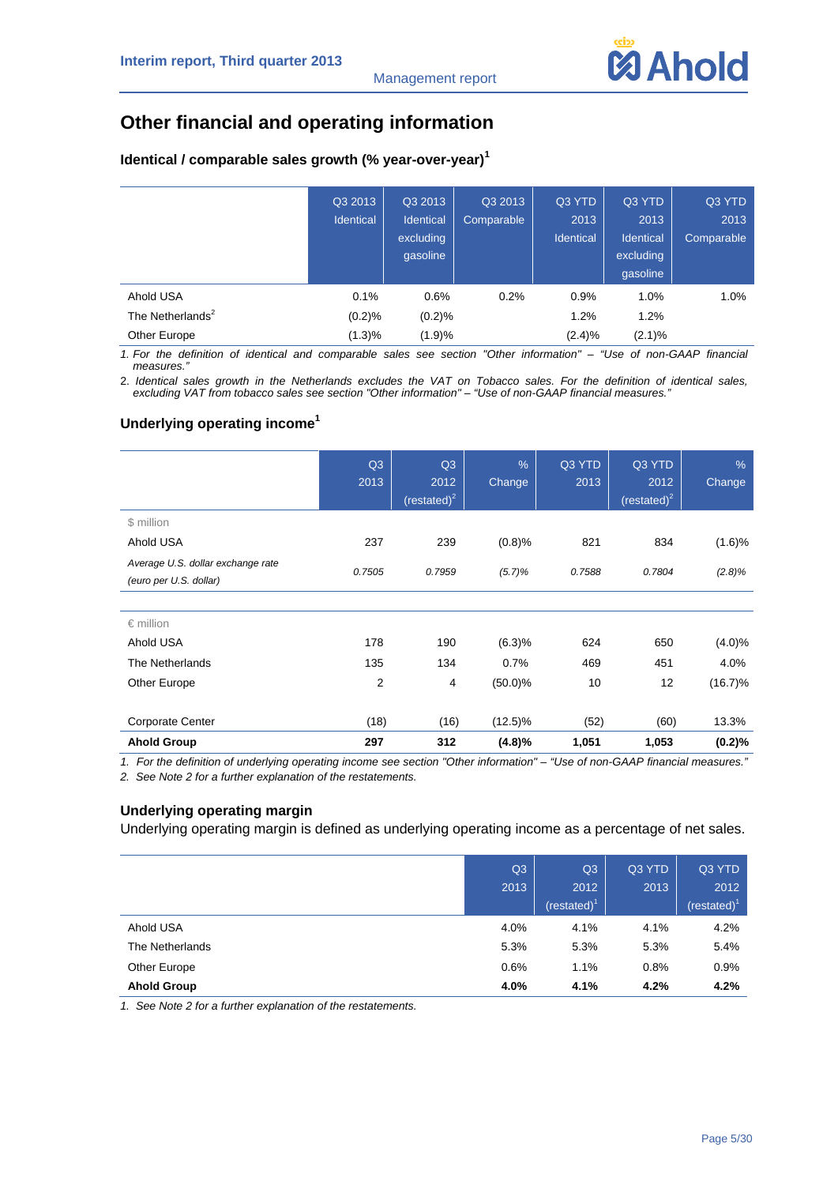# Other financial and operating information

### Identical / comparable sales growth (% year-over-year)[1]

| | Q3 2013 Identical | Q3 2013 Identical excluding gasoline | Q3 2013 Comparable | Q3 YTD 2013 Identical | Q3 YTD 2013 Identical excluding gasoline | Q3 YTD 2013 Comparable |
|---|---|---|---|---|---|---|
| Ahold USA | 0.1% | 0.6% | 0.2% | 0.9% | 1.0% | 1.0% |
| The Netherlands[2] | (0.2)% | (0.2)% | | 1.2% | 1.2% | |
| Other Europe | (1.3)% | (1.9)% | | (2.4)% | (2.1)% | |

*1. For the definition of identical and comparable sales see section "Other information" – "Use of non-GAAP financial measures."*

*2. Identical sales growth in the Netherlands excludes the VAT on Tobacco sales. For the definition of identical sales, excluding VAT from tobacco sales see section "Other information" – "Use of non-GAAP financial measures."*

### Underlying operating income[1]

| | Q3 2013 | Q3 2012 (restated)[2] | % Change | Q3 YTD 2013 | Q3 YTD 2012 (restated)[2] | % Change |
|---|---|---|---|---|---|---|
| $ million | | | | | | |
| Ahold USA | 237 | 239 | (0.8)% | 821 | 834 | (1.6)% |
| *Average U.S. dollar exchange rate (euro per U.S. dollar)* | *0.7505* | *0.7959* | *(5.7)%* | *0.7588* | *0.7804* | *(2.8)%* |
| | | | | | | |
| € million | | | | | | |
| Ahold USA | 178 | 190 | (6.3)% | 624 | 650 | (4.0)% |
| The Netherlands | 135 | 134 | 0.7% | 469 | 451 | 4.0% |
| Other Europe | 2 | 4 | (50.0)% | 10 | 12 | (16.7)% |
| | | | | | | |
| Corporate Center | (18) | (16) | (12.5)% | (52) | (60) | 13.3% |
| **Ahold Group** | **297** | **312** | **(4.8)%** | **1,051** | **1,053** | **(0.2)%** |

*1. For the definition of underlying operating income see section "Other information" – "Use of non-GAAP financial measures."*

*2. See Note 2 for a further explanation of the restatements.*

### Underlying operating margin

Underlying operating margin is defined as underlying operating income as a percentage of net sales.

| | Q3 2013 | Q3 2012 (restated)[1] | Q3 YTD 2013 | Q3 YTD 2012 (restated)[1] |
|---|---|---|---|---|
| Ahold USA | 4.0% | 4.1% | 4.1% | 4.2% |
| The Netherlands | 5.3% | 5.3% | 5.3% | 5.4% |
| Other Europe | 0.6% | 1.1% | 0.8% | 0.9% |
| **Ahold Group** | **4.0%** | **4.1%** | **4.2%** | **4.2%** |

*1. See Note 2 for a further explanation of the restatements.*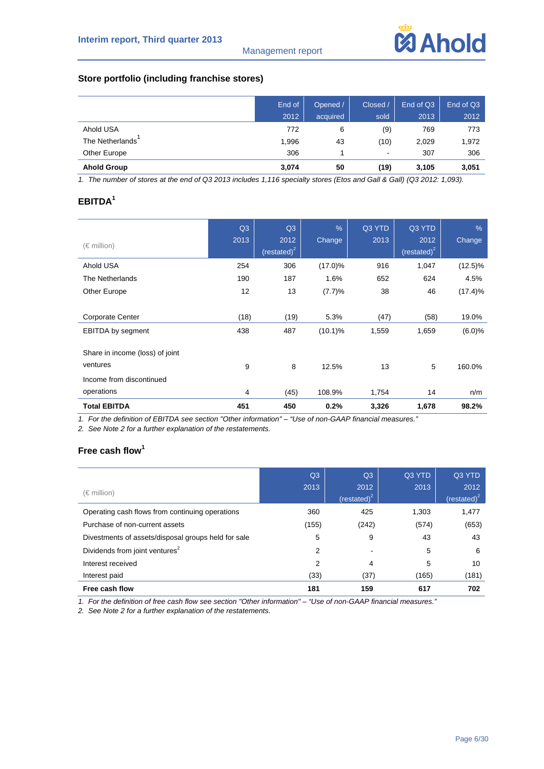## Store portfolio (including franchise stores)

| | End of 2012 | Opened / acquired | Closed / sold | End of Q3 2013 | End of Q3 2012 |
|---|---|---|---|---|---|
| Ahold USA | 772 | 6 | (9) | 769 | 773 |
| The Netherlands[1] | 1,996 | 43 | (10) | 2,029 | 1,972 |
| Other Europe | 306 | 1 | - | 307 | 306 |
| **Ahold Group** | **3,074** | **50** | **(19)** | **3,105** | **3,051** |

*1. The number of stores at the end of Q3 2013 includes 1,116 specialty stores (Etos and Gall & Gall) (Q3 2012: 1,093).*

## EBITDA[1]

| (€ million) | Q3 2013 | Q3 2012 (restated)[2] | % Change | Q3 YTD 2013 | Q3 YTD 2012 (restated)[2] | % Change |
|---|---|---|---|---|---|---|
| Ahold USA | 254 | 306 | (17.0)% | 916 | 1,047 | (12.5)% |
| The Netherlands | 190 | 187 | 1.6% | 652 | 624 | 4.5% |
| Other Europe | 12 | 13 | (7.7)% | 38 | 46 | (17.4)% |
| Corporate Center | (18) | (19) | 5.3% | (47) | (58) | 19.0% |
| EBITDA by segment | 438 | 487 | (10.1)% | 1,559 | 1,659 | (6.0)% |
| Share in income (loss) of joint ventures | 9 | 8 | 12.5% | 13 | 5 | 160.0% |
| Income from discontinued operations | 4 | (45) | 108.9% | 1,754 | 14 | n/m |
| **Total EBITDA** | **451** | **450** | **0.2%** | **3,326** | **1,678** | **98.2%** |

*1. For the definition of EBITDA see section "Other information" – "Use of non-GAAP financial measures."*

*2. See Note 2 for a further explanation of the restatements.*

## Free cash flow[1]

| (€ million) | Q3 2013 | Q3 2012 (restated)[2] | Q3 YTD 2013 | Q3 YTD 2012 (restated)[2] |
|---|---|---|---|---|
| Operating cash flows from continuing operations | 360 | 425 | 1,303 | 1,477 |
| Purchase of non-current assets | (155) | (242) | (574) | (653) |
| Divestments of assets/disposal groups held for sale | 5 | 9 | 43 | 43 |
| Dividends from joint ventures[2] | 2 | - | 5 | 6 |
| Interest received | 2 | 4 | 5 | 10 |
| Interest paid | (33) | (37) | (165) | (181) |
| **Free cash flow** | **181** | **159** | **617** | **702** |

*1. For the definition of free cash flow see section "Other information" – "Use of non-GAAP financial measures."*

*2. See Note 2 for a further explanation of the restatements.*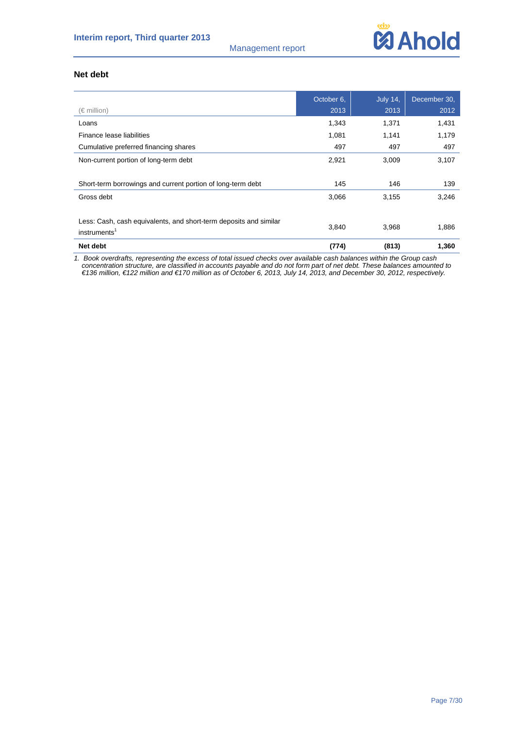## Net debt

| (€ million) | October 6, 2013 | July 14, 2013 | December 30, 2012 |
|---|---|---|---|
| Loans | 1,343 | 1,371 | 1,431 |
| Finance lease liabilities | 1,081 | 1,141 | 1,179 |
| Cumulative preferred financing shares | 497 | 497 | 497 |
| Non-current portion of long-term debt | 2,921 | 3,009 | 3,107 |
| | | | |
| Short-term borrowings and current portion of long-term debt | 145 | 146 | 139 |
| Gross debt | 3,066 | 3,155 | 3,246 |
| | | | |
| Less: Cash, cash equivalents, and short-term deposits and similar instruments[1] | 3,840 | 3,968 | 1,886 |
| **Net debt** | **(774)** | **(813)** | **1,360** |

*1. Book overdrafts, representing the excess of total issued checks over available cash balances within the Group cash concentration structure, are classified in accounts payable and do not form part of net debt. These balances amounted to €136 million, €122 million and €170 million as of October 6, 2013, July 14, 2013, and December 30, 2012, respectively.*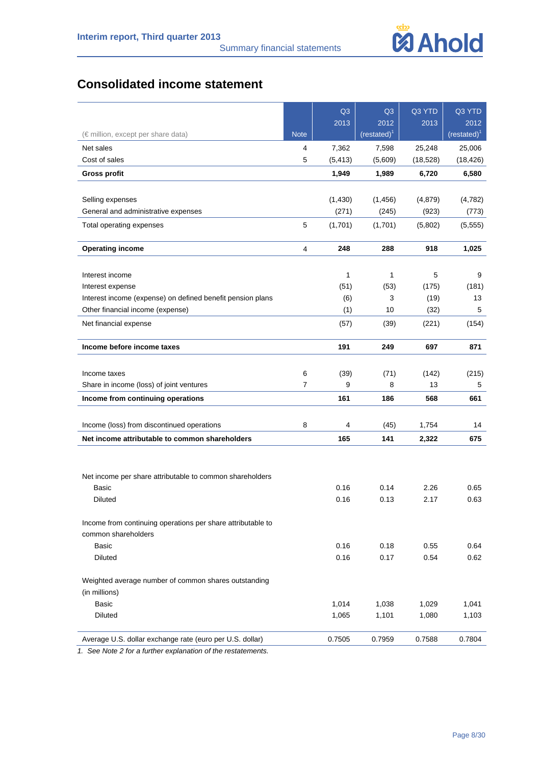## Consolidated income statement

| (€ million, except per share data) | Note | Q3 2013 | Q3 2012 (restated)[1] | Q3 YTD 2013 | Q3 YTD 2012 (restated)[1] |
|---|---|---|---|---|---|
| Net sales | 4 | 7,362 | 7,598 | 25,248 | 25,006 |
| Cost of sales | 5 | (5,413) | (5,609) | (18,528) | (18,426) |
| **Gross profit** | | **1,949** | **1,989** | **6,720** | **6,580** |
| | | | | | |
| Selling expenses | | (1,430) | (1,456) | (4,879) | (4,782) |
| General and administrative expenses | | (271) | (245) | (923) | (773) |
| Total operating expenses | 5 | (1,701) | (1,701) | (5,802) | (5,555) |
| | | | | | |
| **Operating income** | 4 | **248** | **288** | **918** | **1,025** |
| | | | | | |
| Interest income | | 1 | 1 | 5 | 9 |
| Interest expense | | (51) | (53) | (175) | (181) |
| Interest income (expense) on defined benefit pension plans | | (6) | 3 | (19) | 13 |
| Other financial income (expense) | | (1) | 10 | (32) | 5 |
| Net financial expense | | (57) | (39) | (221) | (154) |
| | | | | | |
| **Income before income taxes** | | **191** | **249** | **697** | **871** |
| | | | | | |
| Income taxes | 6 | (39) | (71) | (142) | (215) |
| Share in income (loss) of joint ventures | 7 | 9 | 8 | 13 | 5 |
| **Income from continuing operations** | | **161** | **186** | **568** | **661** |
| | | | | | |
| Income (loss) from discontinued operations | 8 | 4 | (45) | 1,754 | 14 |
| **Net income attributable to common shareholders** | | **165** | **141** | **2,322** | **675** |
| | | | | | |
| Net income per share attributable to common shareholders | | | | | |
| Basic | | 0.16 | 0.14 | 2.26 | 0.65 |
| Diluted | | 0.16 | 0.13 | 2.17 | 0.63 |
| | | | | | |
| Income from continuing operations per share attributable to common shareholders | | | | | |
| Basic | | 0.16 | 0.18 | 0.55 | 0.64 |
| Diluted | | 0.16 | 0.17 | 0.54 | 0.62 |
| | | | | | |
| Weighted average number of common shares outstanding (in millions) | | | | | |
| Basic | | 1,014 | 1,038 | 1,029 | 1,041 |
| Diluted | | 1,065 | 1,101 | 1,080 | 1,103 |
| | | | | | |
| Average U.S. dollar exchange rate (euro per U.S. dollar) | | 0.7505 | 0.7959 | 0.7588 | 0.7804 |

*1. See Note 2 for a further explanation of the restatements.*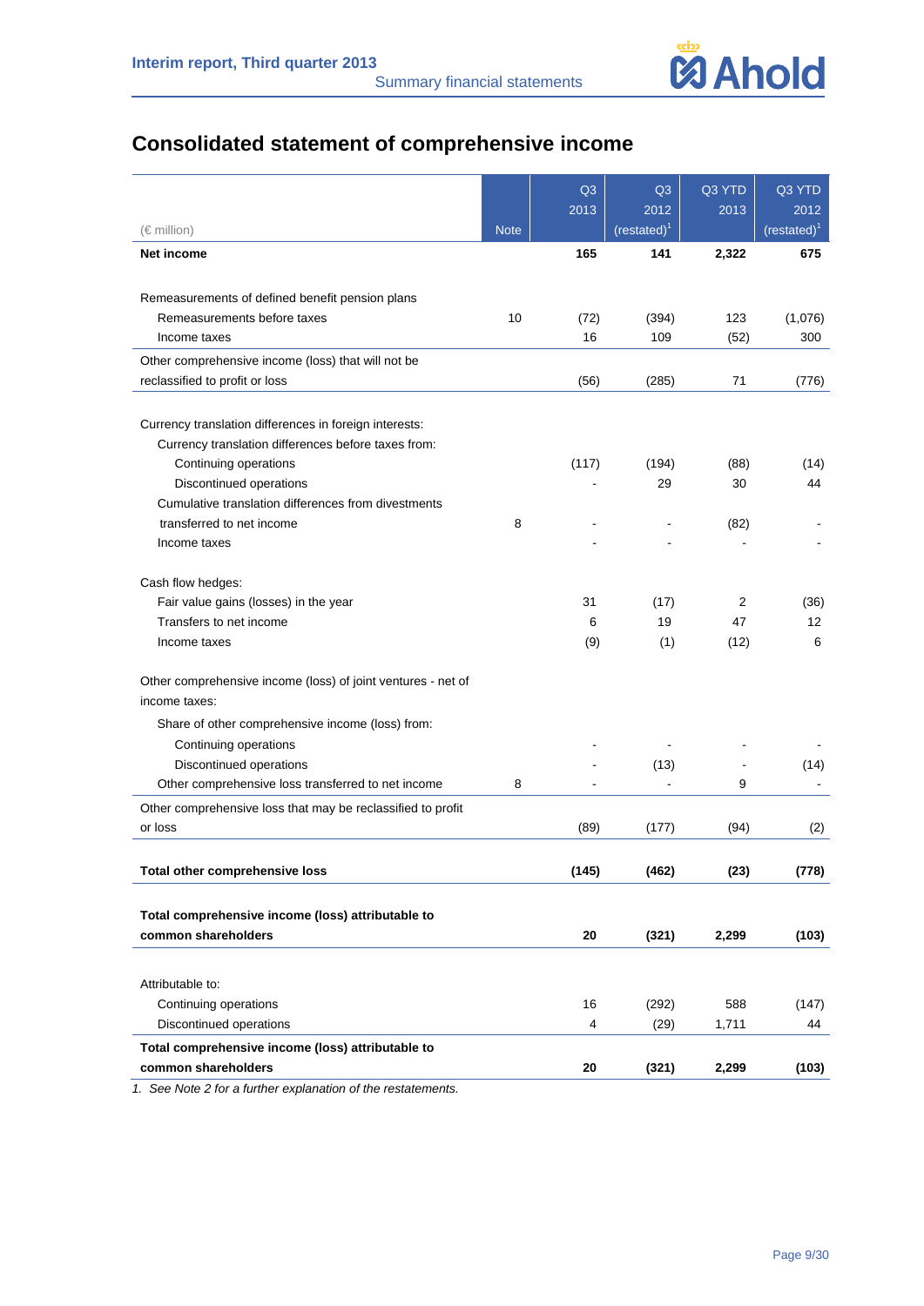# Consolidated statement of comprehensive income

| (€ million) | Note | Q3 2013 | Q3 2012 (restated)[1] | Q3 YTD 2013 | Q3 YTD 2012 (restated)[1] |
|---|---|---|---|---|---|
| **Net income** | | **165** | **141** | **2,322** | **675** |
| | | | | | |
| Remeasurements of defined benefit pension plans | | | | | |
| Remeasurements before taxes | 10 | (72) | (394) | 123 | (1,076) |
| Income taxes | | 16 | 109 | (52) | 300 |
| Other comprehensive income (loss) that will not be reclassified to profit or loss | | (56) | (285) | 71 | (776) |
| | | | | | |
| Currency translation differences in foreign interests: | | | | | |
| Currency translation differences before taxes from: | | | | | |
| Continuing operations | | (117) | (194) | (88) | (14) |
| Discontinued operations | | - | 29 | 30 | 44 |
| Cumulative translation differences from divestments transferred to net income | 8 | - | - | (82) | - |
| Income taxes | | - | - | - | - |
| | | | | | |
| Cash flow hedges: | | | | | |
| Fair value gains (losses) in the year | | 31 | (17) | 2 | (36) |
| Transfers to net income | | 6 | 19 | 47 | 12 |
| Income taxes | | (9) | (1) | (12) | 6 |
| | | | | | |
| Other comprehensive income (loss) of joint ventures - net of income taxes: | | | | | |
| Share of other comprehensive income (loss) from: | | | | | |
| Continuing operations | | - | - | - | - |
| Discontinued operations | | - | (13) | - | (14) |
| Other comprehensive loss transferred to net income | 8 | - | - | 9 | - |
| Other comprehensive loss that may be reclassified to profit or loss | | (89) | (177) | (94) | (2) |
| | | | | | |
| **Total other comprehensive loss** | | **(145)** | **(462)** | **(23)** | **(778)** |
| | | | | | |
| **Total comprehensive income (loss) attributable to common shareholders** | | **20** | **(321)** | **2,299** | **(103)** |
| | | | | | |
| Attributable to: | | | | | |
| Continuing operations | | 16 | (292) | 588 | (147) |
| Discontinued operations | | 4 | (29) | 1,711 | 44 |
| **Total comprehensive income (loss) attributable to common shareholders** | | **20** | **(321)** | **2,299** | **(103)** |

*1. See Note 2 for a further explanation of the restatements.*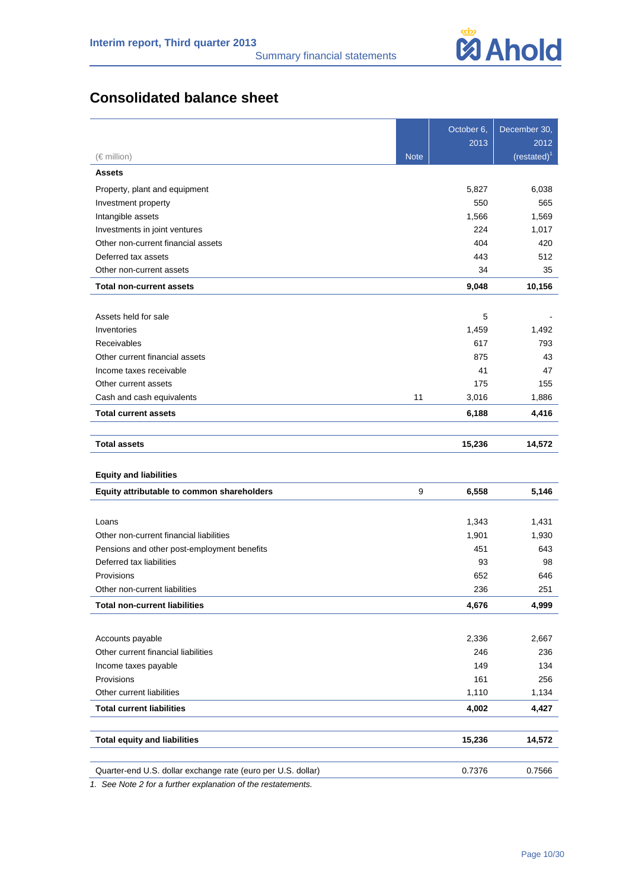## Consolidated balance sheet

| (€ million) | Note | October 6, 2013 | December 30, 2012 (restated)[1] |
|---|---|---|---|
| **Assets** | | | |
| Property, plant and equipment | | 5,827 | 6,038 |
| Investment property | | 550 | 565 |
| Intangible assets | | 1,566 | 1,569 |
| Investments in joint ventures | | 224 | 1,017 |
| Other non-current financial assets | | 404 | 420 |
| Deferred tax assets | | 443 | 512 |
| Other non-current assets | | 34 | 35 |
| **Total non-current assets** | | **9,048** | **10,156** |
| | | | |
| Assets held for sale | | 5 | - |
| Inventories | | 1,459 | 1,492 |
| Receivables | | 617 | 793 |
| Other current financial assets | | 875 | 43 |
| Income taxes receivable | | 41 | 47 |
| Other current assets | | 175 | 155 |
| Cash and cash equivalents | 11 | 3,016 | 1,886 |
| **Total current assets** | | **6,188** | **4,416** |
| | | | |
| **Total assets** | | **15,236** | **14,572** |
| | | | |
| **Equity and liabilities** | | | |
| **Equity attributable to common shareholders** | 9 | **6,558** | **5,146** |
| | | | |
| Loans | | 1,343 | 1,431 |
| Other non-current financial liabilities | | 1,901 | 1,930 |
| Pensions and other post-employment benefits | | 451 | 643 |
| Deferred tax liabilities | | 93 | 98 |
| Provisions | | 652 | 646 |
| Other non-current liabilities | | 236 | 251 |
| **Total non-current liabilities** | | **4,676** | **4,999** |
| | | | |
| Accounts payable | | 2,336 | 2,667 |
| Other current financial liabilities | | 246 | 236 |
| Income taxes payable | | 149 | 134 |
| Provisions | | 161 | 256 |
| Other current liabilities | | 1,110 | 1,134 |
| **Total current liabilities** | | **4,002** | **4,427** |
| | | | |
| **Total equity and liabilities** | | **15,236** | **14,572** |
| | | | |
| Quarter-end U.S. dollar exchange rate (euro per U.S. dollar) | | 0.7376 | 0.7566 |

*1. See Note 2 for a further explanation of the restatements.*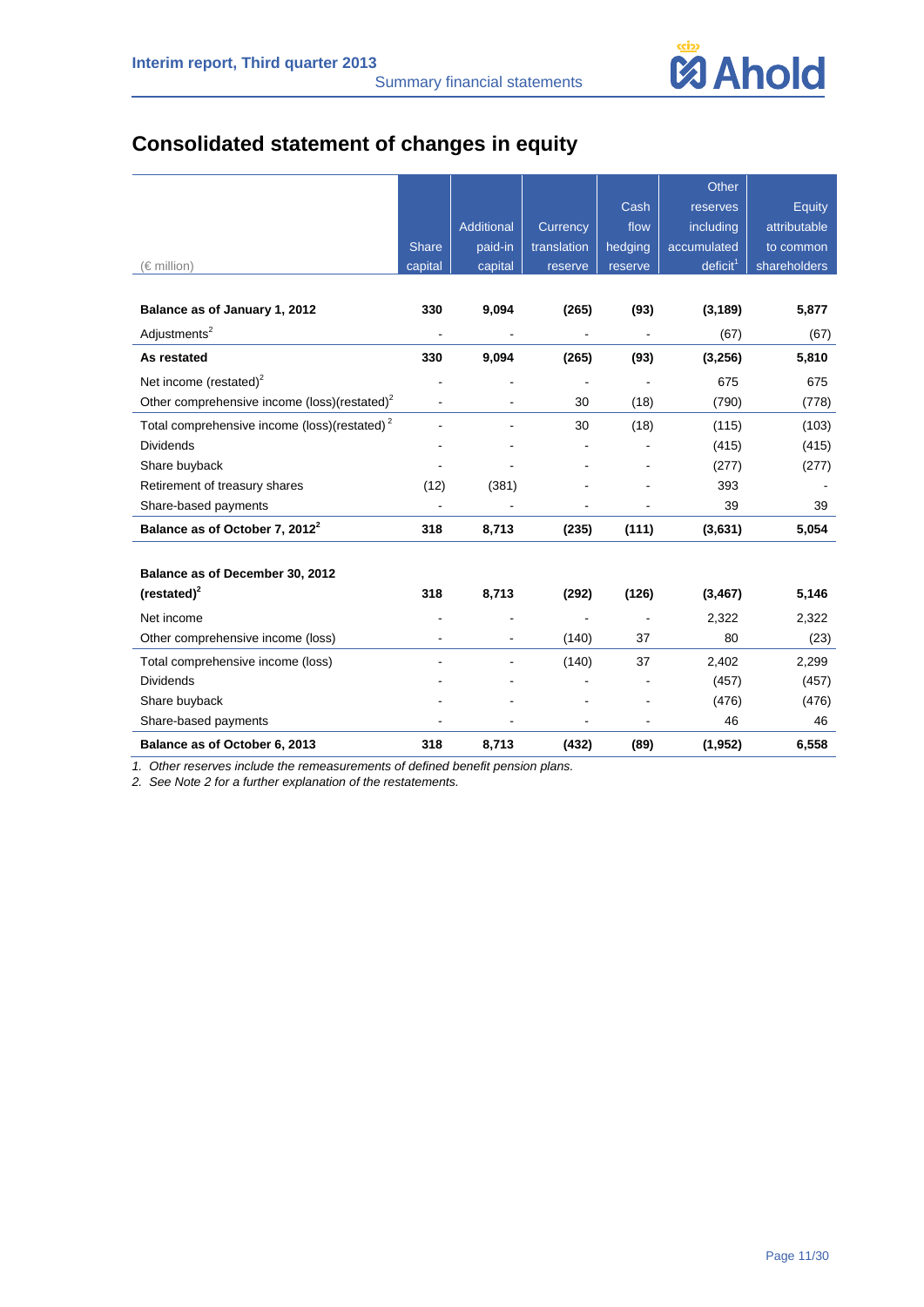# Consolidated statement of changes in equity

| (€ million) | Share capital | Additional paid-in capital | Currency translation reserve | Cash flow hedging reserve | Other reserves including accumulated deficit[1] | Equity attributable to common shareholders |
|---|---|---|---|---|---|---|
| **Balance as of January 1, 2012** | **330** | **9,094** | **(265)** | **(93)** | **(3,189)** | **5,877** |
| Adjustments[2] | - | - | - | - | (67) | (67) |
| **As restated** | **330** | **9,094** | **(265)** | **(93)** | **(3,256)** | **5,810** |
| Net income (restated)[2] | - | - | - | - | 675 | 675 |
| Other comprehensive income (loss)(restated)[2] | - | - | 30 | (18) | (790) | (778) |
| Total comprehensive income (loss)(restated)[2] | - | - | 30 | (18) | (115) | (103) |
| Dividends | - | - | - | - | (415) | (415) |
| Share buyback | - | - | - | - | (277) | (277) |
| Retirement of treasury shares | (12) | (381) | - | - | 393 | - |
| Share-based payments | - | - | - | - | 39 | 39 |
| **Balance as of October 7, 2012[2]** | **318** | **8,713** | **(235)** | **(111)** | **(3,631)** | **5,054** |
| | | | | | | |
| **Balance as of December 30, 2012 (restated)[2]** | **318** | **8,713** | **(292)** | **(126)** | **(3,467)** | **5,146** |
| Net income | - | - | - | - | 2,322 | 2,322 |
| Other comprehensive income (loss) | - | - | (140) | 37 | 80 | (23) |
| Total comprehensive income (loss) | - | - | (140) | 37 | 2,402 | 2,299 |
| Dividends | - | - | - | - | (457) | (457) |
| Share buyback | - | - | - | - | (476) | (476) |
| Share-based payments | - | - | - | - | 46 | 46 |
| **Balance as of October 6, 2013** | **318** | **8,713** | **(432)** | **(89)** | **(1,952)** | **6,558** |

*1. Other reserves include the remeasurements of defined benefit pension plans.*

*2. See Note 2 for a further explanation of the restatements.*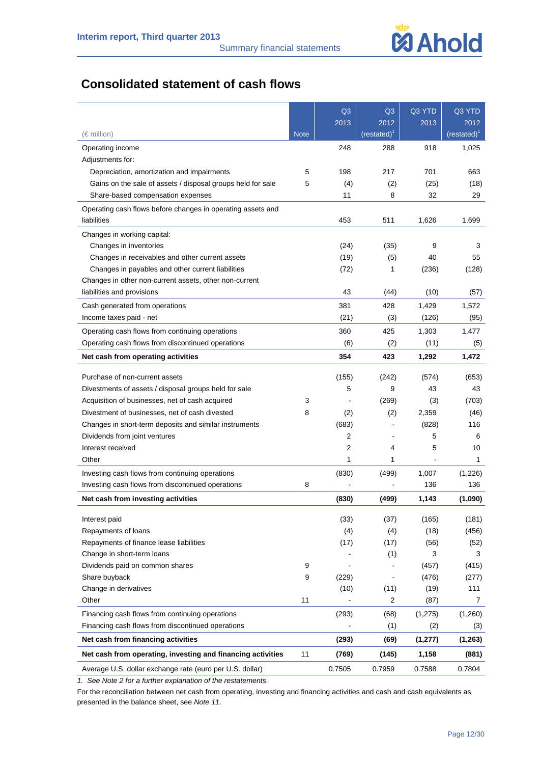## Consolidated statement of cash flows

| (€ million) | Note | Q3 2013 | Q3 2012 (restated)[1] | Q3 YTD 2013 | Q3 YTD 2012 (restated)[1] |
|---|---|---|---|---|---|
| Operating income | | 248 | 288 | 918 | 1,025 |
| Adjustments for: | | | | | |
| Depreciation, amortization and impairments | 5 | 198 | 217 | 701 | 663 |
| Gains on the sale of assets / disposal groups held for sale | 5 | (4) | (2) | (25) | (18) |
| Share-based compensation expenses | | 11 | 8 | 32 | 29 |
| Operating cash flows before changes in operating assets and liabilities | | 453 | 511 | 1,626 | 1,699 |
| Changes in working capital: | | | | | |
| Changes in inventories | | (24) | (35) | 9 | 3 |
| Changes in receivables and other current assets | | (19) | (5) | 40 | 55 |
| Changes in payables and other current liabilities | | (72) | 1 | (236) | (128) |
| Changes in other non-current assets, other non-current liabilities and provisions | | 43 | (44) | (10) | (57) |
| Cash generated from operations | | 381 | 428 | 1,429 | 1,572 |
| Income taxes paid - net | | (21) | (3) | (126) | (95) |
| Operating cash flows from continuing operations | | 360 | 425 | 1,303 | 1,477 |
| Operating cash flows from discontinued operations | | (6) | (2) | (11) | (5) |
| **Net cash from operating activities** | | **354** | **423** | **1,292** | **1,472** |
| Purchase of non-current assets | | (155) | (242) | (574) | (653) |
| Divestments of assets / disposal groups held for sale | | 5 | 9 | 43 | 43 |
| Acquisition of businesses, net of cash acquired | 3 | - | (269) | (3) | (703) |
| Divestment of businesses, net of cash divested | 8 | (2) | (2) | 2,359 | (46) |
| Changes in short-term deposits and similar instruments | | (683) | - | (828) | 116 |
| Dividends from joint ventures | | 2 | - | 5 | 6 |
| Interest received | | 2 | 4 | 5 | 10 |
| Other | | 1 | 1 | - | 1 |
| Investing cash flows from continuing operations | | (830) | (499) | 1,007 | (1,226) |
| Investing cash flows from discontinued operations | 8 | - | - | 136 | 136 |
| **Net cash from investing activities** | | **(830)** | **(499)** | **1,143** | **(1,090)** |
| Interest paid | | (33) | (37) | (165) | (181) |
| Repayments of loans | | (4) | (4) | (18) | (456) |
| Repayments of finance lease liabilities | | (17) | (17) | (56) | (52) |
| Change in short-term loans | | - | (1) | 3 | 3 |
| Dividends paid on common shares | 9 | - | - | (457) | (415) |
| Share buyback | 9 | (229) | - | (476) | (277) |
| Change in derivatives | | (10) | (11) | (19) | 111 |
| Other | 11 | - | 2 | (87) | 7 |
| Financing cash flows from continuing operations | | (293) | (68) | (1,275) | (1,260) |
| Financing cash flows from discontinued operations | | - | (1) | (2) | (3) |
| **Net cash from financing activities** | | **(293)** | **(69)** | **(1,277)** | **(1,263)** |
| **Net cash from operating, investing and financing activities** | 11 | **(769)** | **(145)** | **1,158** | **(881)** |
| Average U.S. dollar exchange rate (euro per U.S. dollar) | | 0.7505 | 0.7959 | 0.7588 | 0.7804 |

*1. See Note 2 for a further explanation of the restatements.*

For the reconciliation between net cash from operating, investing and financing activities and cash and cash equivalents as presented in the balance sheet, see *Note 11*.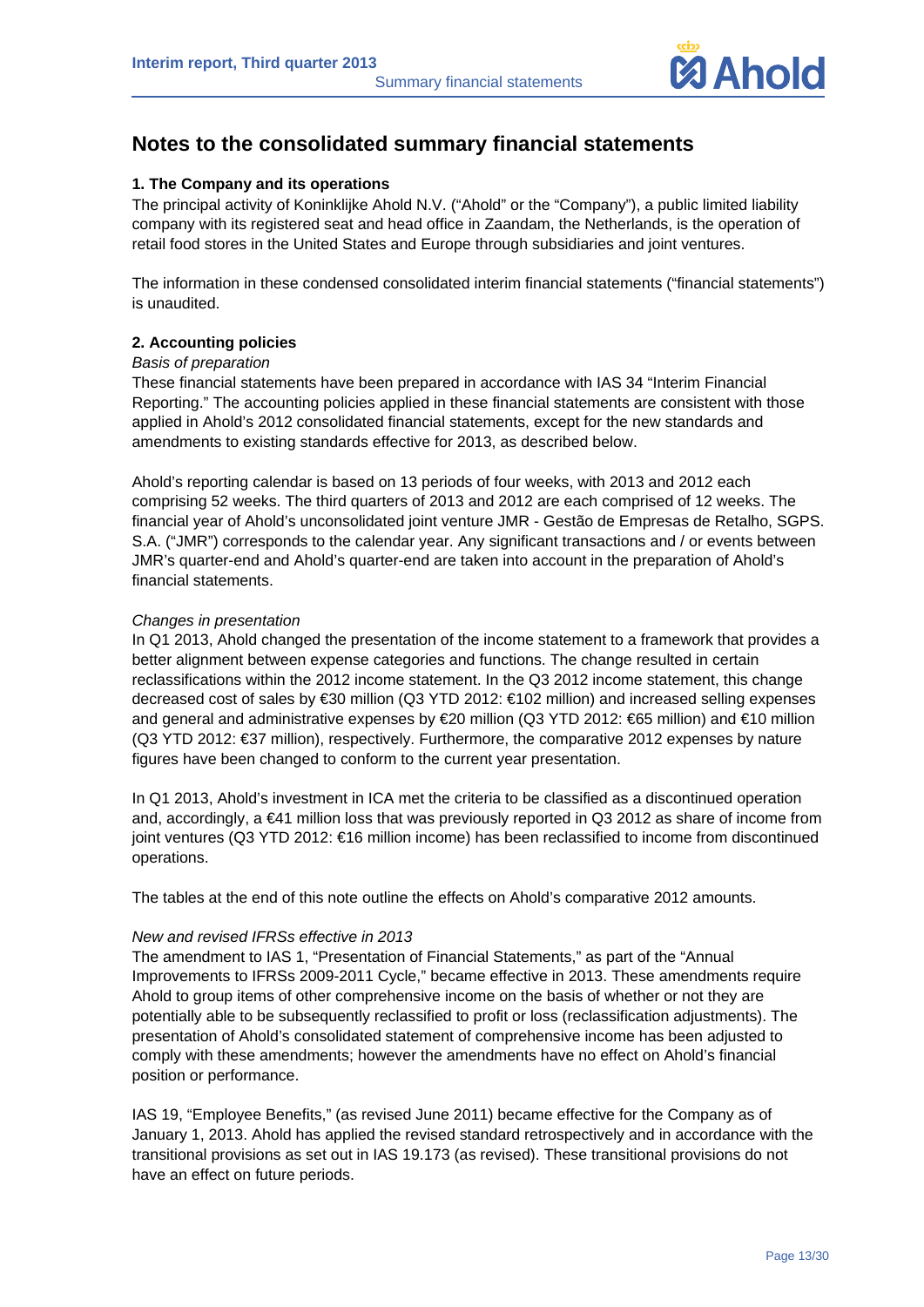# Notes to the consolidated summary financial statements

### 1. The Company and its operations

The principal activity of Koninklijke Ahold N.V. ("Ahold" or the "Company"), a public limited liability company with its registered seat and head office in Zaandam, the Netherlands, is the operation of retail food stores in the United States and Europe through subsidiaries and joint ventures.

The information in these condensed consolidated interim financial statements ("financial statements") is unaudited.

### 2. Accounting policies

*Basis of preparation*

These financial statements have been prepared in accordance with IAS 34 "Interim Financial Reporting." The accounting policies applied in these financial statements are consistent with those applied in Ahold's 2012 consolidated financial statements, except for the new standards and amendments to existing standards effective for 2013, as described below.

Ahold's reporting calendar is based on 13 periods of four weeks, with 2013 and 2012 each comprising 52 weeks. The third quarters of 2013 and 2012 are each comprised of 12 weeks. The financial year of Ahold's unconsolidated joint venture JMR - Gestão de Empresas de Retalho, SGPS. S.A. ("JMR") corresponds to the calendar year. Any significant transactions and / or events between JMR's quarter-end and Ahold's quarter-end are taken into account in the preparation of Ahold's financial statements.

*Changes in presentation*

In Q1 2013, Ahold changed the presentation of the income statement to a framework that provides a better alignment between expense categories and functions. The change resulted in certain reclassifications within the 2012 income statement. In the Q3 2012 income statement, this change decreased cost of sales by €30 million (Q3 YTD 2012: €102 million) and increased selling expenses and general and administrative expenses by €20 million (Q3 YTD 2012: €65 million) and €10 million (Q3 YTD 2012: €37 million), respectively. Furthermore, the comparative 2012 expenses by nature figures have been changed to conform to the current year presentation.

In Q1 2013, Ahold's investment in ICA met the criteria to be classified as a discontinued operation and, accordingly, a €41 million loss that was previously reported in Q3 2012 as share of income from joint ventures (Q3 YTD 2012: €16 million income) has been reclassified to income from discontinued operations.

The tables at the end of this note outline the effects on Ahold's comparative 2012 amounts.

*New and revised IFRSs effective in 2013*

The amendment to IAS 1, "Presentation of Financial Statements," as part of the "Annual Improvements to IFRSs 2009-2011 Cycle," became effective in 2013. These amendments require Ahold to group items of other comprehensive income on the basis of whether or not they are potentially able to be subsequently reclassified to profit or loss (reclassification adjustments). The presentation of Ahold's consolidated statement of comprehensive income has been adjusted to comply with these amendments; however the amendments have no effect on Ahold's financial position or performance.

IAS 19, "Employee Benefits," (as revised June 2011) became effective for the Company as of January 1, 2013. Ahold has applied the revised standard retrospectively and in accordance with the transitional provisions as set out in IAS 19.173 (as revised). These transitional provisions do not have an effect on future periods.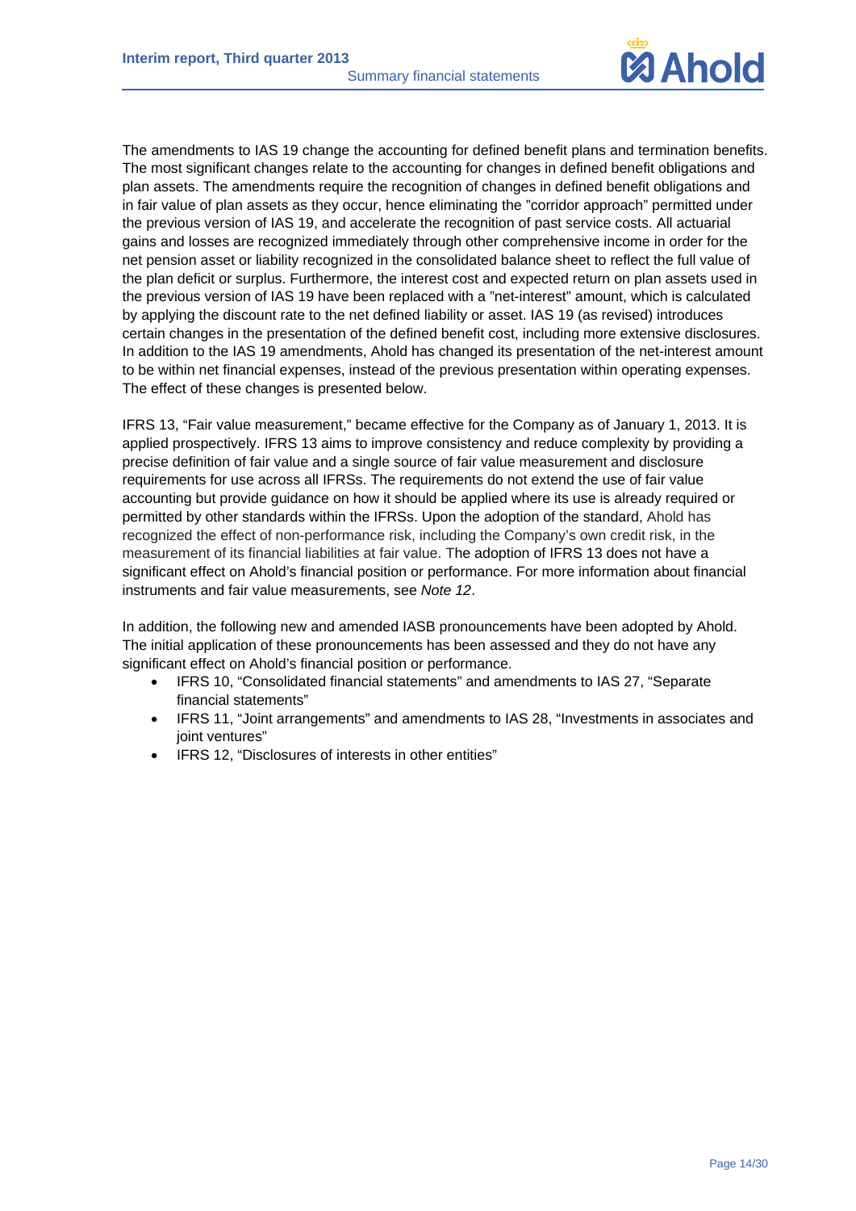The amendments to IAS 19 change the accounting for defined benefit plans and termination benefits. The most significant changes relate to the accounting for changes in defined benefit obligations and plan assets. The amendments require the recognition of changes in defined benefit obligations and in fair value of plan assets as they occur, hence eliminating the "corridor approach" permitted under the previous version of IAS 19, and accelerate the recognition of past service costs. All actuarial gains and losses are recognized immediately through other comprehensive income in order for the net pension asset or liability recognized in the consolidated balance sheet to reflect the full value of the plan deficit or surplus. Furthermore, the interest cost and expected return on plan assets used in the previous version of IAS 19 have been replaced with a "net-interest" amount, which is calculated by applying the discount rate to the net defined liability or asset. IAS 19 (as revised) introduces certain changes in the presentation of the defined benefit cost, including more extensive disclosures. In addition to the IAS 19 amendments, Ahold has changed its presentation of the net-interest amount to be within net financial expenses, instead of the previous presentation within operating expenses. The effect of these changes is presented below.

IFRS 13, "Fair value measurement," became effective for the Company as of January 1, 2013. It is applied prospectively. IFRS 13 aims to improve consistency and reduce complexity by providing a precise definition of fair value and a single source of fair value measurement and disclosure requirements for use across all IFRSs. The requirements do not extend the use of fair value accounting but provide guidance on how it should be applied where its use is already required or permitted by other standards within the IFRSs. Upon the adoption of the standard, Ahold has recognized the effect of non-performance risk, including the Company's own credit risk, in the measurement of its financial liabilities at fair value. The adoption of IFRS 13 does not have a significant effect on Ahold's financial position or performance. For more information about financial instruments and fair value measurements, see *Note 12*.

In addition, the following new and amended IASB pronouncements have been adopted by Ahold. The initial application of these pronouncements has been assessed and they do not have any significant effect on Ahold's financial position or performance.

- IFRS 10, "Consolidated financial statements" and amendments to IAS 27, "Separate financial statements"
- IFRS 11, "Joint arrangements" and amendments to IAS 28, "Investments in associates and joint ventures"
- IFRS 12, "Disclosures of interests in other entities"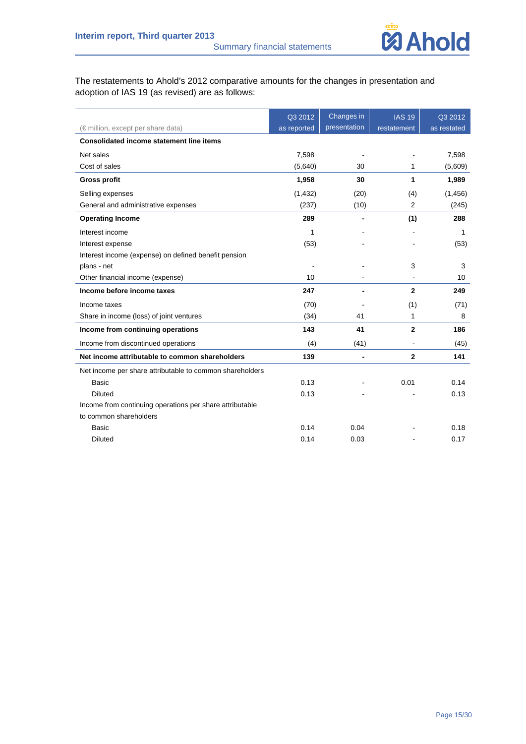The restatements to Ahold's 2012 comparative amounts for the changes in presentation and adoption of IAS 19 (as revised) are as follows:

| (€ million, except per share data) | Q3 2012 as reported | Changes in presentation | IAS 19 restatement | Q3 2012 as restated |
|---|---|---|---|---|
| **Consolidated income statement line items** | | | | |
| Net sales | 7,598 | - | - | 7,598 |
| Cost of sales | (5,640) | 30 | 1 | (5,609) |
| **Gross profit** | **1,958** | **30** | **1** | **1,989** |
| Selling expenses | (1,432) | (20) | (4) | (1,456) |
| General and administrative expenses | (237) | (10) | 2 | (245) |
| **Operating Income** | **289** | **-** | **(1)** | **288** |
| Interest income | 1 | - | - | 1 |
| Interest expense | (53) | - | - | (53) |
| Interest income (expense) on defined benefit pension plans - net | - | - | 3 | 3 |
| Other financial income (expense) | 10 | - | - | 10 |
| **Income before income taxes** | **247** | **-** | **2** | **249** |
| Income taxes | (70) | - | (1) | (71) |
| Share in income (loss) of joint ventures | (34) | 41 | 1 | 8 |
| **Income from continuing operations** | **143** | **41** | **2** | **186** |
| Income from discontinued operations | (4) | (41) | - | (45) |
| **Net income attributable to common shareholders** | **139** | **-** | **2** | **141** |
| Net income per share attributable to common shareholders | | | | |
| Basic | 0.13 | - | 0.01 | 0.14 |
| Diluted | 0.13 | - | - | 0.13 |
| Income from continuing operations per share attributable to common shareholders | | | | |
| Basic | 0.14 | 0.04 | - | 0.18 |
| Diluted | 0.14 | 0.03 | - | 0.17 |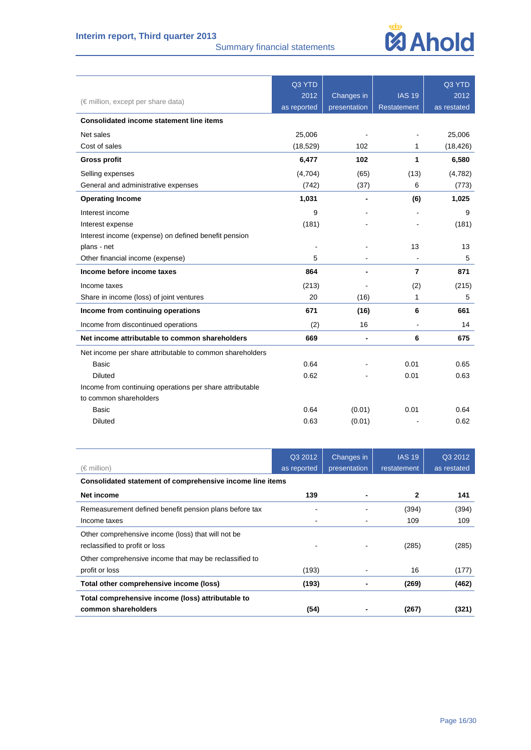| (€ million, except per share data) | Q3 YTD 2012 as reported | Changes in presentation | IAS 19 Restatement | Q3 YTD 2012 as restated |
|---|---|---|---|---|
| **Consolidated income statement line items** | | | | |
| Net sales | 25,006 | - | - | 25,006 |
| Cost of sales | (18,529) | 102 | 1 | (18,426) |
| **Gross profit** | **6,477** | **102** | **1** | **6,580** |
| Selling expenses | (4,704) | (65) | (13) | (4,782) |
| General and administrative expenses | (742) | (37) | 6 | (773) |
| **Operating Income** | **1,031** | **-** | **(6)** | **1,025** |
| Interest income | 9 | - | - | 9 |
| Interest expense | (181) | - | - | (181) |
| Interest income (expense) on defined benefit pension plans - net | - | - | 13 | 13 |
| Other financial income (expense) | 5 | - | - | 5 |
| **Income before income taxes** | **864** | **-** | **7** | **871** |
| Income taxes | (213) | - | (2) | (215) |
| Share in income (loss) of joint ventures | 20 | (16) | 1 | 5 |
| **Income from continuing operations** | **671** | **(16)** | **6** | **661** |
| Income from discontinued operations | (2) | 16 | - | 14 |
| **Net income attributable to common shareholders** | **669** | **-** | **6** | **675** |
| Net income per share attributable to common shareholders | | | | |
| Basic | 0.64 | - | 0.01 | 0.65 |
| Diluted | 0.62 | - | 0.01 | 0.63 |
| Income from continuing operations per share attributable to common shareholders | | | | |
| Basic | 0.64 | (0.01) | 0.01 | 0.64 |
| Diluted | 0.63 | (0.01) | - | 0.62 |

| (€ million) | Q3 2012 as reported | Changes in presentation | IAS 19 restatement | Q3 2012 as restated |
|---|---|---|---|---|
| **Consolidated statement of comprehensive income line items** | | | | |
| **Net income** | **139** | **-** | **2** | **141** |
| Remeasurement defined benefit pension plans before tax | - | - | (394) | (394) |
| Income taxes | - | - | 109 | 109 |
| Other comprehensive income (loss) that will not be reclassified to profit or loss | - | - | (285) | (285) |
| Other comprehensive income that may be reclassified to profit or loss | (193) | - | 16 | (177) |
| **Total other comprehensive income (loss)** | **(193)** | **-** | **(269)** | **(462)** |
| **Total comprehensive income (loss) attributable to common shareholders** | **(54)** | **-** | **(267)** | **(321)** |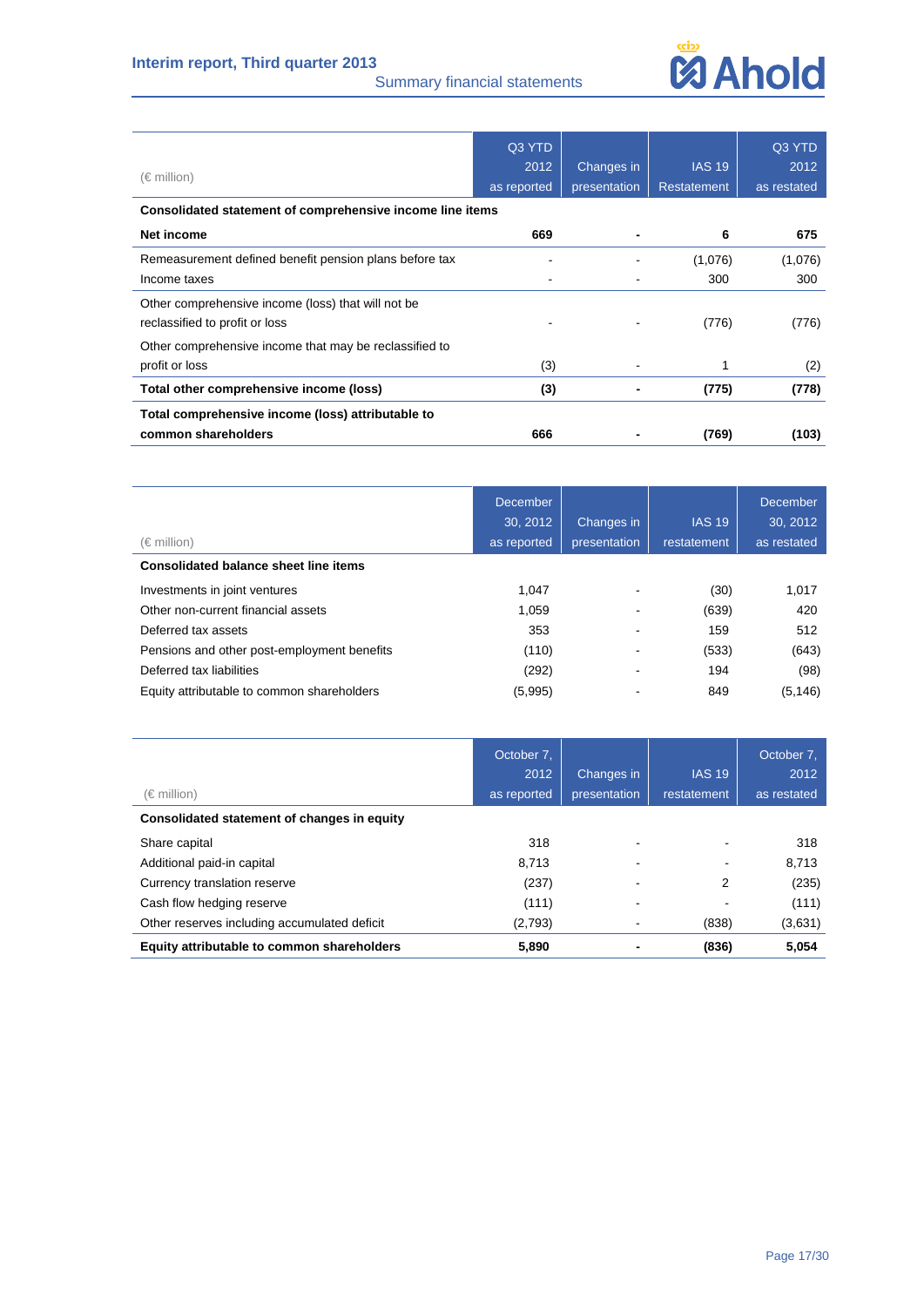| (€ million) | Q3 YTD 2012 as reported | Changes in presentation | IAS 19 Restatement | Q3 YTD 2012 as restated |
|---|---|---|---|---|
| **Consolidated statement of comprehensive income line items** | | | | |
| **Net income** | **669** | **-** | **6** | **675** |
| Remeasurement defined benefit pension plans before tax | - | - | (1,076) | (1,076) |
| Income taxes | - | - | 300 | 300 |
| Other comprehensive income (loss) that will not be reclassified to profit or loss | - | - | (776) | (776) |
| Other comprehensive income that may be reclassified to profit or loss | (3) | - | 1 | (2) |
| **Total other comprehensive income (loss)** | **(3)** | **-** | **(775)** | **(778)** |
| **Total comprehensive income (loss) attributable to common shareholders** | **666** | **-** | **(769)** | **(103)** |

| (€ million) | December 30, 2012 as reported | Changes in presentation | IAS 19 restatement | December 30, 2012 as restated |
|---|---|---|---|---|
| **Consolidated balance sheet line items** | | | | |
| Investments in joint ventures | 1,047 | - | (30) | 1,017 |
| Other non-current financial assets | 1,059 | - | (639) | 420 |
| Deferred tax assets | 353 | - | 159 | 512 |
| Pensions and other post-employment benefits | (110) | - | (533) | (643) |
| Deferred tax liabilities | (292) | - | 194 | (98) |
| Equity attributable to common shareholders | (5,995) | - | 849 | (5,146) |

| (€ million) | October 7, 2012 as reported | Changes in presentation | IAS 19 restatement | October 7, 2012 as restated |
|---|---|---|---|---|
| **Consolidated statement of changes in equity** | | | | |
| Share capital | 318 | - | - | 318 |
| Additional paid-in capital | 8,713 | - | - | 8,713 |
| Currency translation reserve | (237) | - | 2 | (235) |
| Cash flow hedging reserve | (111) | - | - | (111) |
| Other reserves including accumulated deficit | (2,793) | - | (838) | (3,631) |
| **Equity attributable to common shareholders** | **5,890** | **-** | **(836)** | **5,054** |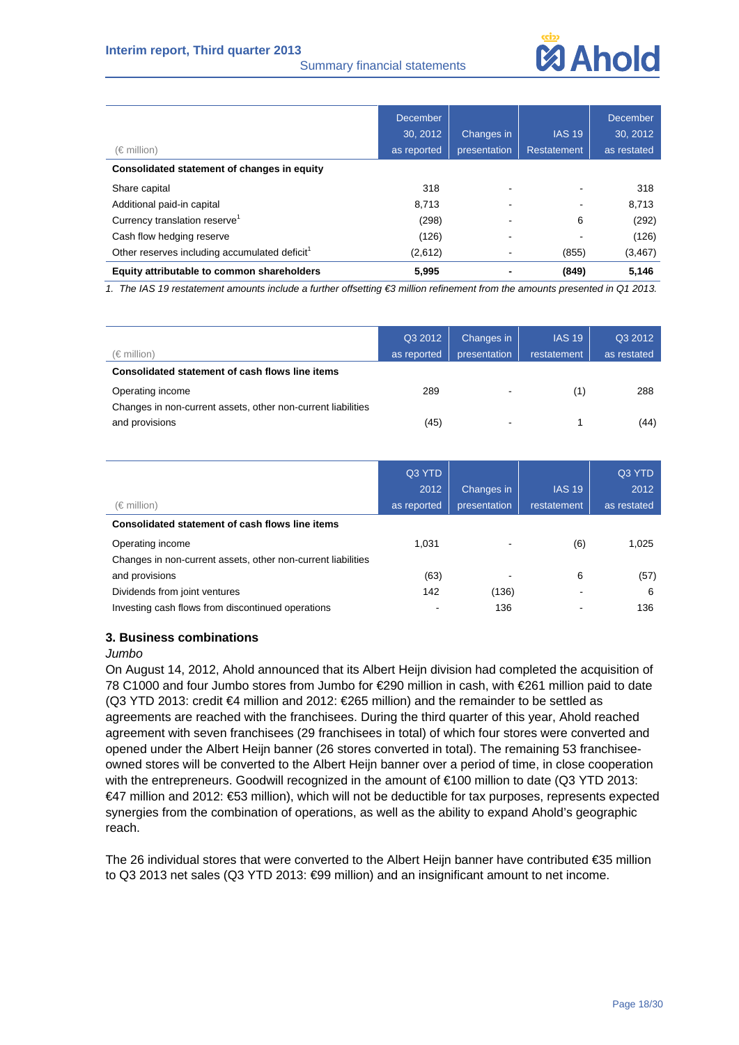| (€ million) | December 30, 2012 as reported | Changes in presentation | IAS 19 Restatement | December 30, 2012 as restated |
|---|---|---|---|---|
| **Consolidated statement of changes in equity** | | | | |
| Share capital | 318 | - | - | 318 |
| Additional paid-in capital | 8,713 | - | - | 8,713 |
| Currency translation reserve[1] | (298) | - | 6 | (292) |
| Cash flow hedging reserve | (126) | - | - | (126) |
| Other reserves including accumulated deficit[1] | (2,612) | - | (855) | (3,467) |
| **Equity attributable to common shareholders** | **5,995** | **-** | **(849)** | **5,146** |

*1. The IAS 19 restatement amounts include a further offsetting €3 million refinement from the amounts presented in Q1 2013.*

| (€ million) | Q3 2012 as reported | Changes in presentation | IAS 19 restatement | Q3 2012 as restated |
|---|---|---|---|---|
| **Consolidated statement of cash flows line items** | | | | |
| Operating income | 289 | - | (1) | 288 |
| Changes in non-current assets, other non-current liabilities and provisions | (45) | - | 1 | (44) |

| (€ million) | Q3 YTD 2012 as reported | Changes in presentation | IAS 19 restatement | Q3 YTD 2012 as restated |
|---|---|---|---|---|
| **Consolidated statement of cash flows line items** | | | | |
| Operating income | 1,031 | - | (6) | 1,025 |
| Changes in non-current assets, other non-current liabilities and provisions | (63) | - | 6 | (57) |
| Dividends from joint ventures | 142 | (136) | - | 6 |
| Investing cash flows from discontinued operations | - | 136 | - | 136 |

### 3. Business combinations

*Jumbo*

On August 14, 2012, Ahold announced that its Albert Heijn division had completed the acquisition of 78 C1000 and four Jumbo stores from Jumbo for €290 million in cash, with €261 million paid to date (Q3 YTD 2013: credit €4 million and 2012: €265 million) and the remainder to be settled as agreements are reached with the franchisees. During the third quarter of this year, Ahold reached agreement with seven franchisees (29 franchisees in total) of which four stores were converted and opened under the Albert Heijn banner (26 stores converted in total). The remaining 53 franchisee-owned stores will be converted to the Albert Heijn banner over a period of time, in close cooperation with the entrepreneurs. Goodwill recognized in the amount of €100 million to date (Q3 YTD 2013: €47 million and 2012: €53 million), which will not be deductible for tax purposes, represents expected synergies from the combination of operations, as well as the ability to expand Ahold's geographic reach.

The 26 individual stores that were converted to the Albert Heijn banner have contributed €35 million to Q3 2013 net sales (Q3 YTD 2013: €99 million) and an insignificant amount to net income.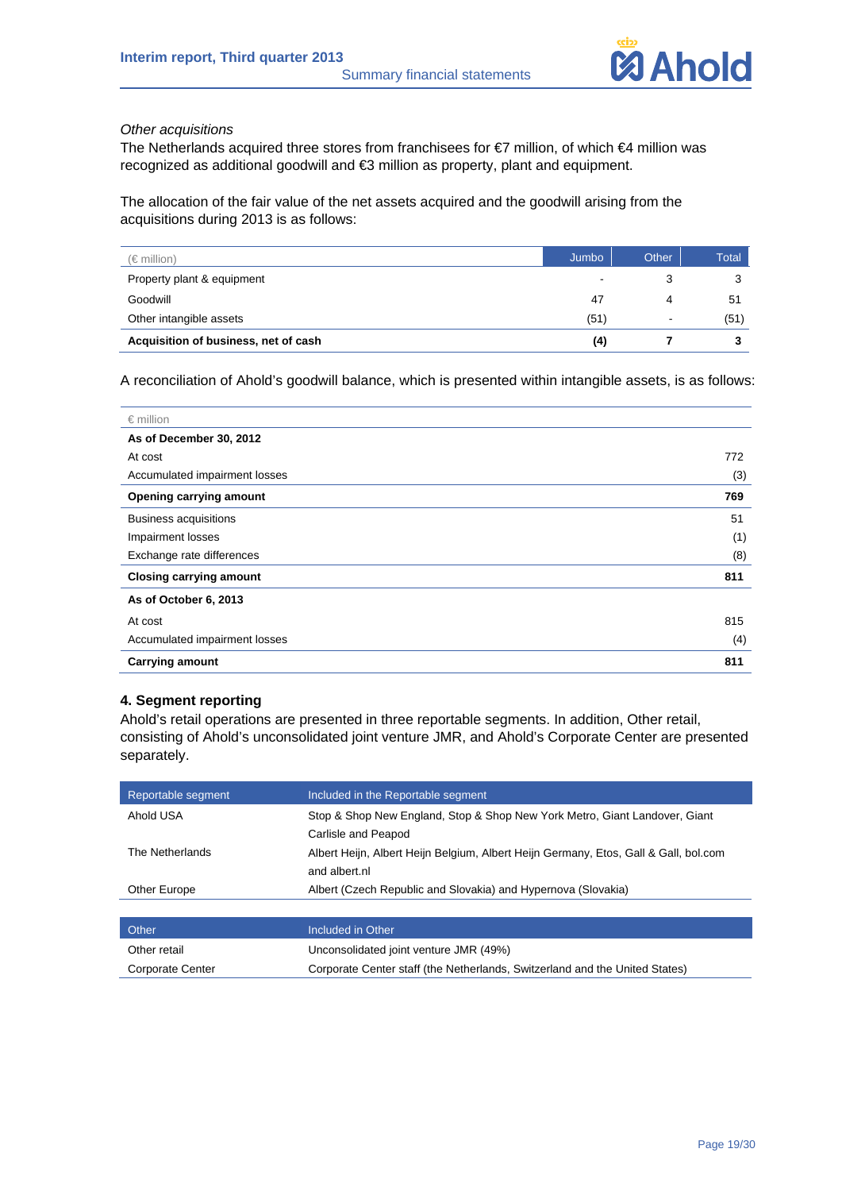*Other acquisitions*

The Netherlands acquired three stores from franchisees for €7 million, of which €4 million was recognized as additional goodwill and €3 million as property, plant and equipment.

The allocation of the fair value of the net assets acquired and the goodwill arising from the acquisitions during 2013 is as follows:

| (€ million) | Jumbo | Other | Total |
|---|---|---|---|
| Property plant & equipment | - | 3 | 3 |
| Goodwill | 47 | 4 | 51 |
| Other intangible assets | (51) | - | (51) |
| **Acquisition of business, net of cash** | **(4)** | **7** | **3** |

A reconciliation of Ahold's goodwill balance, which is presented within intangible assets, is as follows:

| € million | |
|---|---|
| **As of December 30, 2012** | |
| At cost | 772 |
| Accumulated impairment losses | (3) |
| **Opening carrying amount** | **769** |
| Business acquisitions | 51 |
| Impairment losses | (1) |
| Exchange rate differences | (8) |
| **Closing carrying amount** | **811** |
| **As of October 6, 2013** | |
| At cost | 815 |
| Accumulated impairment losses | (4) |
| **Carrying amount** | **811** |

## 4. Segment reporting

Ahold's retail operations are presented in three reportable segments. In addition, Other retail, consisting of Ahold's unconsolidated joint venture JMR, and Ahold's Corporate Center are presented separately.

| Reportable segment | Included in the Reportable segment |
|---|---|
| Ahold USA | Stop & Shop New England, Stop & Shop New York Metro, Giant Landover, Giant Carlisle and Peapod |
| The Netherlands | Albert Heijn, Albert Heijn Belgium, Albert Heijn Germany, Etos, Gall & Gall, bol.com and albert.nl |
| Other Europe | Albert (Czech Republic and Slovakia) and Hypernova (Slovakia) |

| Other | Included in Other |
|---|---|
| Other retail | Unconsolidated joint venture JMR (49%) |
| Corporate Center | Corporate Center staff (the Netherlands, Switzerland and the United States) |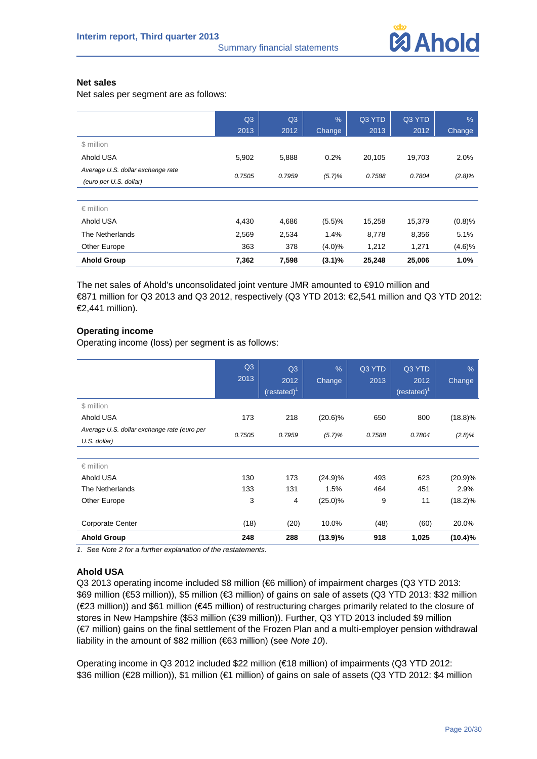### Net sales

Net sales per segment are as follows:

| | Q3 2013 | Q3 2012 | % Change | Q3 YTD 2013 | Q3 YTD 2012 | % Change |
|---|---|---|---|---|---|---|
| $ million | | | | | | |
| Ahold USA | 5,902 | 5,888 | 0.2% | 20,105 | 19,703 | 2.0% |
| *Average U.S. dollar exchange rate (euro per U.S. dollar)* | *0.7505* | *0.7959* | *(5.7)%* | *0.7588* | *0.7804* | *(2.8)%* |
| € million | | | | | | |
| Ahold USA | 4,430 | 4,686 | (5.5)% | 15,258 | 15,379 | (0.8)% |
| The Netherlands | 2,569 | 2,534 | 1.4% | 8,778 | 8,356 | 5.1% |
| Other Europe | 363 | 378 | (4.0)% | 1,212 | 1,271 | (4.6)% |
| **Ahold Group** | **7,362** | **7,598** | **(3.1)%** | **25,248** | **25,006** | **1.0%** |

The net sales of Ahold's unconsolidated joint venture JMR amounted to €910 million and €871 million for Q3 2013 and Q3 2012, respectively (Q3 YTD 2013: €2,541 million and Q3 YTD 2012: €2,441 million).

### Operating income

Operating income (loss) per segment is as follows:

| | Q3 2013 | Q3 2012 (restated)[1] | % Change | Q3 YTD 2013 | Q3 YTD 2012 (restated)[1] | % Change |
|---|---|---|---|---|---|---|
| $ million | | | | | | |
| Ahold USA | 173 | 218 | (20.6)% | 650 | 800 | (18.8)% |
| *Average U.S. dollar exchange rate (euro per U.S. dollar)* | *0.7505* | *0.7959* | *(5.7)%* | *0.7588* | *0.7804* | *(2.8)%* |
| € million | | | | | | |
| Ahold USA | 130 | 173 | (24.9)% | 493 | 623 | (20.9)% |
| The Netherlands | 133 | 131 | 1.5% | 464 | 451 | 2.9% |
| Other Europe | 3 | 4 | (25.0)% | 9 | 11 | (18.2)% |
| Corporate Center | (18) | (20) | 10.0% | (48) | (60) | 20.0% |
| **Ahold Group** | **248** | **288** | **(13.9)%** | **918** | **1,025** | **(10.4)%** |

*1. See Note 2 for a further explanation of the restatements.*

### Ahold USA

Q3 2013 operating income included $8 million (€6 million) of impairment charges (Q3 YTD 2013: $69 million (€53 million)), $5 million (€3 million) of gains on sale of assets (Q3 YTD 2013: $32 million (€23 million)) and $61 million (€45 million) of restructuring charges primarily related to the closure of stores in New Hampshire ($53 million (€39 million)). Further, Q3 YTD 2013 included $9 million (€7 million) gains on the final settlement of the Frozen Plan and a multi-employer pension withdrawal liability in the amount of $82 million (€63 million) (see *Note 10*).

Operating income in Q3 2012 included $22 million (€18 million) of impairments (Q3 YTD 2012: $36 million (€28 million)), $1 million (€1 million) of gains on sale of assets (Q3 YTD 2012: $4 million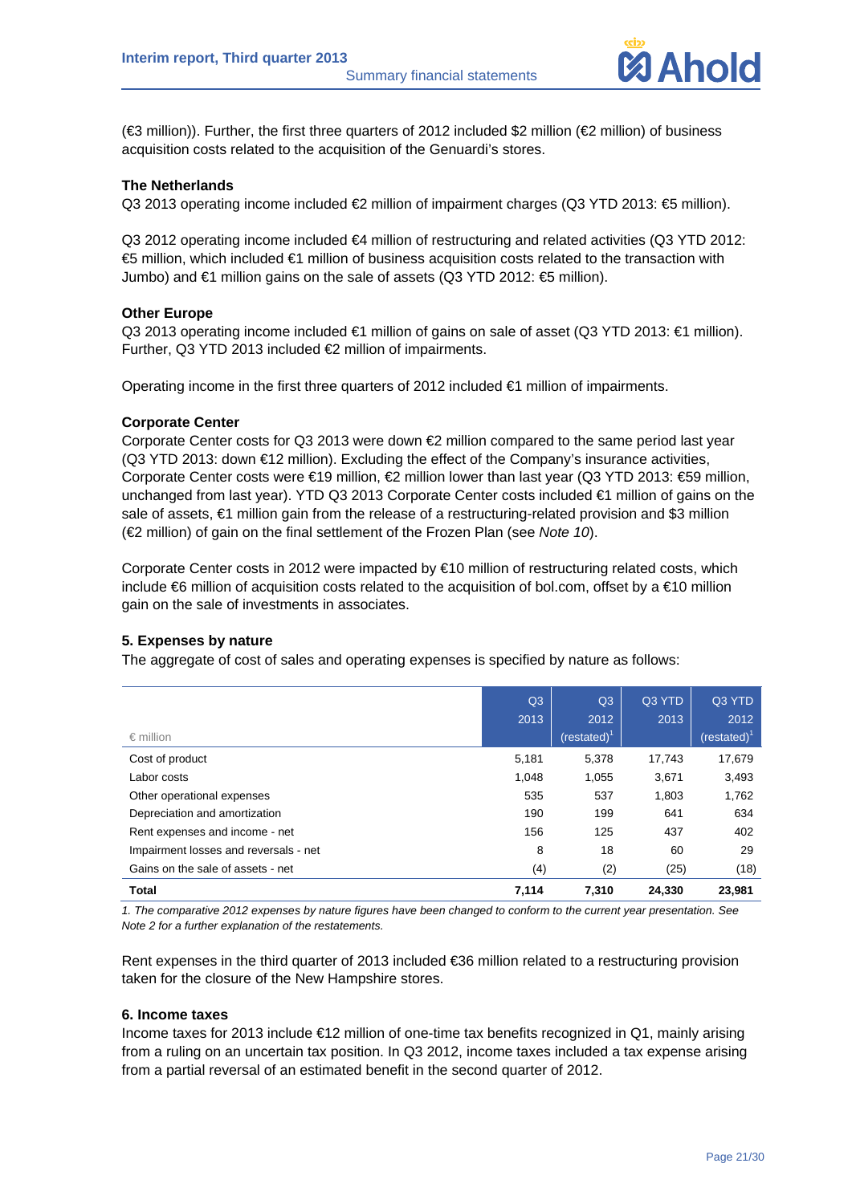(€3 million)). Further, the first three quarters of 2012 included $2 million (€2 million) of business acquisition costs related to the acquisition of the Genuardi's stores.

**The Netherlands**

Q3 2013 operating income included €2 million of impairment charges (Q3 YTD 2013: €5 million).

Q3 2012 operating income included €4 million of restructuring and related activities (Q3 YTD 2012: €5 million, which included €1 million of business acquisition costs related to the transaction with Jumbo) and €1 million gains on the sale of assets (Q3 YTD 2012: €5 million).

**Other Europe**

Q3 2013 operating income included €1 million of gains on sale of asset (Q3 YTD 2013: €1 million). Further, Q3 YTD 2013 included €2 million of impairments.

Operating income in the first three quarters of 2012 included €1 million of impairments.

**Corporate Center**

Corporate Center costs for Q3 2013 were down €2 million compared to the same period last year (Q3 YTD 2013: down €12 million). Excluding the effect of the Company's insurance activities, Corporate Center costs were €19 million, €2 million lower than last year (Q3 YTD 2013: €59 million, unchanged from last year). YTD Q3 2013 Corporate Center costs included €1 million of gains on the sale of assets, €1 million gain from the release of a restructuring-related provision and $3 million (€2 million) of gain on the final settlement of the Frozen Plan (see *Note 10*).

Corporate Center costs in 2012 were impacted by €10 million of restructuring related costs, which include €6 million of acquisition costs related to the acquisition of bol.com, offset by a €10 million gain on the sale of investments in associates.

## 5. Expenses by nature

The aggregate of cost of sales and operating expenses is specified by nature as follows:

| € million | Q3 2013 | Q3 2012 (restated)[1] | Q3 YTD 2013 | Q3 YTD 2012 (restated)[1] |
|---|---|---|---|---|
| Cost of product | 5,181 | 5,378 | 17,743 | 17,679 |
| Labor costs | 1,048 | 1,055 | 3,671 | 3,493 |
| Other operational expenses | 535 | 537 | 1,803 | 1,762 |
| Depreciation and amortization | 190 | 199 | 641 | 634 |
| Rent expenses and income - net | 156 | 125 | 437 | 402 |
| Impairment losses and reversals - net | 8 | 18 | 60 | 29 |
| Gains on the sale of assets - net | (4) | (2) | (25) | (18) |
| **Total** | **7,114** | **7,310** | **24,330** | **23,981** |

*1. The comparative 2012 expenses by nature figures have been changed to conform to the current year presentation. See Note 2 for a further explanation of the restatements.*

Rent expenses in the third quarter of 2013 included €36 million related to a restructuring provision taken for the closure of the New Hampshire stores.

## 6. Income taxes

Income taxes for 2013 include €12 million of one-time tax benefits recognized in Q1, mainly arising from a ruling on an uncertain tax position. In Q3 2012, income taxes included a tax expense arising from a partial reversal of an estimated benefit in the second quarter of 2012.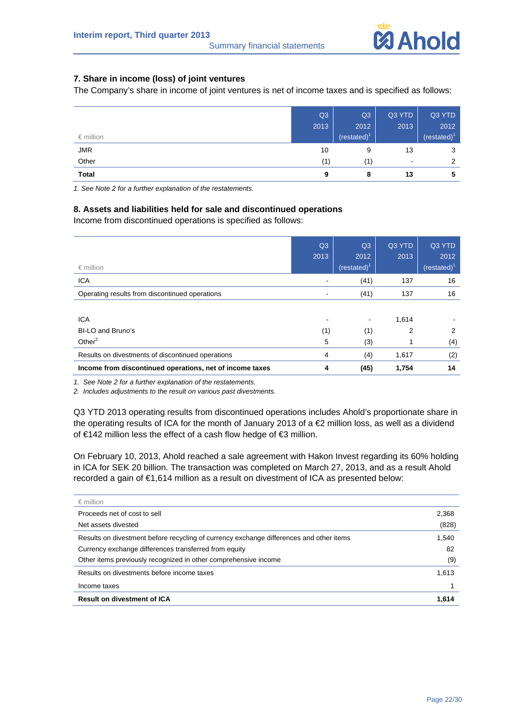### 7. Share in income (loss) of joint ventures

The Company's share in income of joint ventures is net of income taxes and is specified as follows:

| € million | Q3 2013 | Q3 2012 (restated)[1] | Q3 YTD 2013 | Q3 YTD 2012 (restated)[1] |
|---|---|---|---|---|
| JMR | 10 | 9 | 13 | 3 |
| Other | (1) | (1) | - | 2 |
| **Total** | **9** | **8** | **13** | **5** |

*1. See Note 2 for a further explanation of the restatements.*

### 8. Assets and liabilities held for sale and discontinued operations

Income from discontinued operations is specified as follows:

| € million | Q3 2013 | Q3 2012 (restated)[1] | Q3 YTD 2013 | Q3 YTD 2012 (restated)[1] |
|---|---|---|---|---|
| ICA | - | (41) | 137 | 16 |
| Operating results from discontinued operations | - | (41) | 137 | 16 |
| | | | | |
| ICA | - | - | 1,614 | - |
| BI-LO and Bruno's | (1) | (1) | 2 | 2 |
| Other[2] | 5 | (3) | 1 | (4) |
| Results on divestments of discontinued operations | 4 | (4) | 1,617 | (2) |
| **Income from discontinued operations, net of income taxes** | **4** | **(45)** | **1,754** | **14** |

*1. See Note 2 for a further explanation of the restatements.*
*2. Includes adjustments to the result on various past divestments.*

Q3 YTD 2013 operating results from discontinued operations includes Ahold's proportionate share in the operating results of ICA for the month of January 2013 of a €2 million loss, as well as a dividend of €142 million less the effect of a cash flow hedge of €3 million.

On February 10, 2013, Ahold reached a sale agreement with Hakon Invest regarding its 60% holding in ICA for SEK 20 billion. The transaction was completed on March 27, 2013, and as a result Ahold recorded a gain of €1,614 million as a result on divestment of ICA as presented below:

| € million | |
|---|---|
| Proceeds net of cost to sell | 2,368 |
| Net assets divested | (828) |
| Results on divestment before recycling of currency exchange differences and other items | 1,540 |
| Currency exchange differences transferred from equity | 82 |
| Other items previously recognized in other comprehensive income | (9) |
| Results on divestments before income taxes | 1,613 |
| Income taxes | 1 |
| **Result on divestment of ICA** | **1,614** |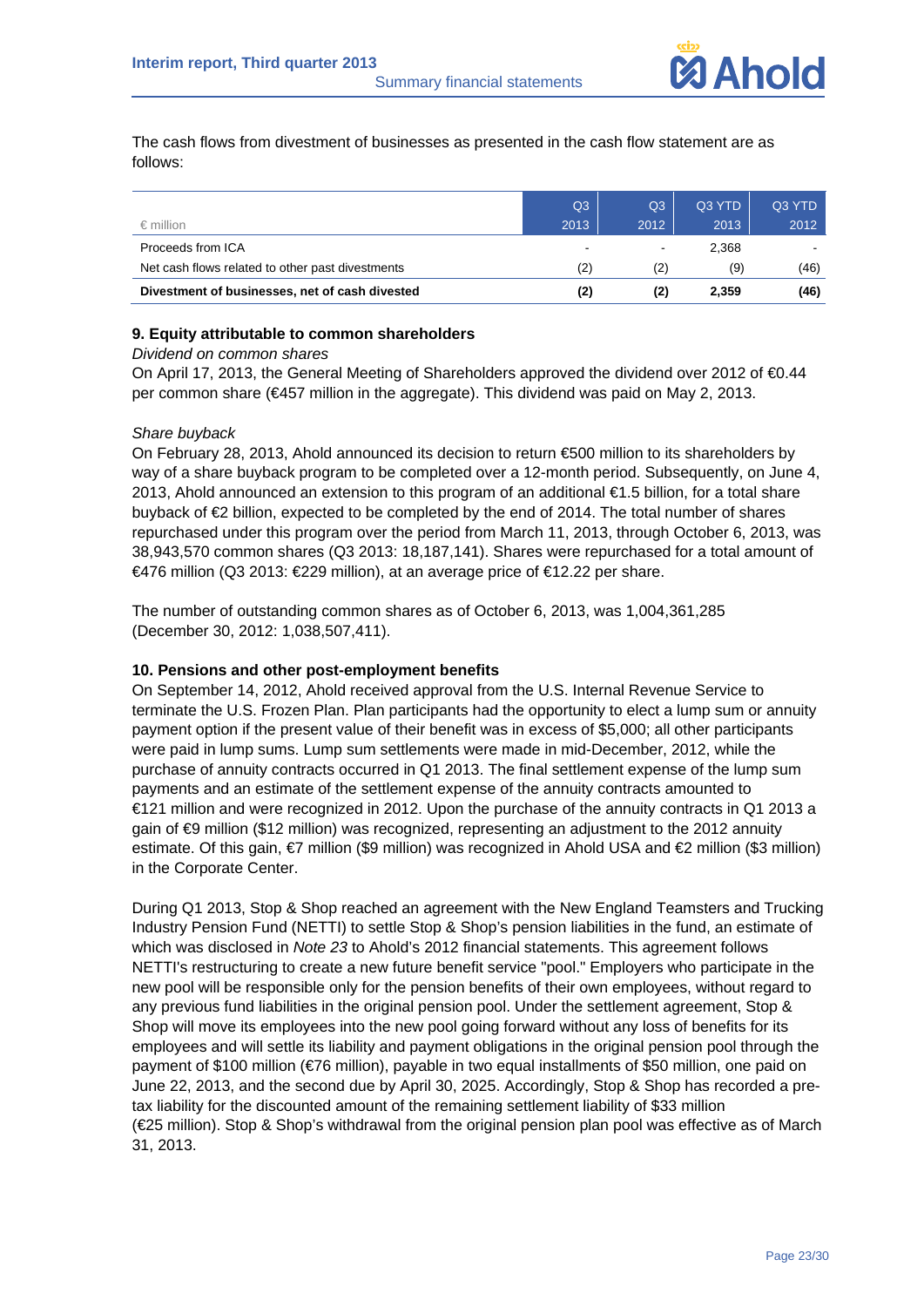The cash flows from divestment of businesses as presented in the cash flow statement are as follows:

| € million | Q3 2013 | Q3 2012 | Q3 YTD 2013 | Q3 YTD 2012 |
|---|---|---|---|---|
| Proceeds from ICA | - | - | 2,368 | - |
| Net cash flows related to other past divestments | (2) | (2) | (9) | (46) |
| **Divestment of businesses, net of cash divested** | **(2)** | **(2)** | **2,359** | **(46)** |

### 9. Equity attributable to common shareholders

*Dividend on common shares*

On April 17, 2013, the General Meeting of Shareholders approved the dividend over 2012 of €0.44 per common share (€457 million in the aggregate). This dividend was paid on May 2, 2013.

*Share buyback*

On February 28, 2013, Ahold announced its decision to return €500 million to its shareholders by way of a share buyback program to be completed over a 12-month period. Subsequently, on June 4, 2013, Ahold announced an extension to this program of an additional €1.5 billion, for a total share buyback of €2 billion, expected to be completed by the end of 2014. The total number of shares repurchased under this program over the period from March 11, 2013, through October 6, 2013, was 38,943,570 common shares (Q3 2013: 18,187,141). Shares were repurchased for a total amount of €476 million (Q3 2013: €229 million), at an average price of €12.22 per share.

The number of outstanding common shares as of October 6, 2013, was 1,004,361,285 (December 30, 2012: 1,038,507,411).

### 10. Pensions and other post-employment benefits

On September 14, 2012, Ahold received approval from the U.S. Internal Revenue Service to terminate the U.S. Frozen Plan. Plan participants had the opportunity to elect a lump sum or annuity payment option if the present value of their benefit was in excess of $5,000; all other participants were paid in lump sums. Lump sum settlements were made in mid-December, 2012, while the purchase of annuity contracts occurred in Q1 2013. The final settlement expense of the lump sum payments and an estimate of the settlement expense of the annuity contracts amounted to €121 million and were recognized in 2012. Upon the purchase of the annuity contracts in Q1 2013 a gain of €9 million ($12 million) was recognized, representing an adjustment to the 2012 annuity estimate. Of this gain, €7 million ($9 million) was recognized in Ahold USA and €2 million ($3 million) in the Corporate Center.

During Q1 2013, Stop & Shop reached an agreement with the New England Teamsters and Trucking Industry Pension Fund (NETTI) to settle Stop & Shop's pension liabilities in the fund, an estimate of which was disclosed in *Note 23* to Ahold's 2012 financial statements. This agreement follows NETTI's restructuring to create a new future benefit service "pool." Employers who participate in the new pool will be responsible only for the pension benefits of their own employees, without regard to any previous fund liabilities in the original pension pool. Under the settlement agreement, Stop & Shop will move its employees into the new pool going forward without any loss of benefits for its employees and will settle its liability and payment obligations in the original pension pool through the payment of $100 million (€76 million), payable in two equal installments of $50 million, one paid on June 22, 2013, and the second due by April 30, 2025. Accordingly, Stop & Shop has recorded a pre-tax liability for the discounted amount of the remaining settlement liability of $33 million (€25 million). Stop & Shop's withdrawal from the original pension plan pool was effective as of March 31, 2013.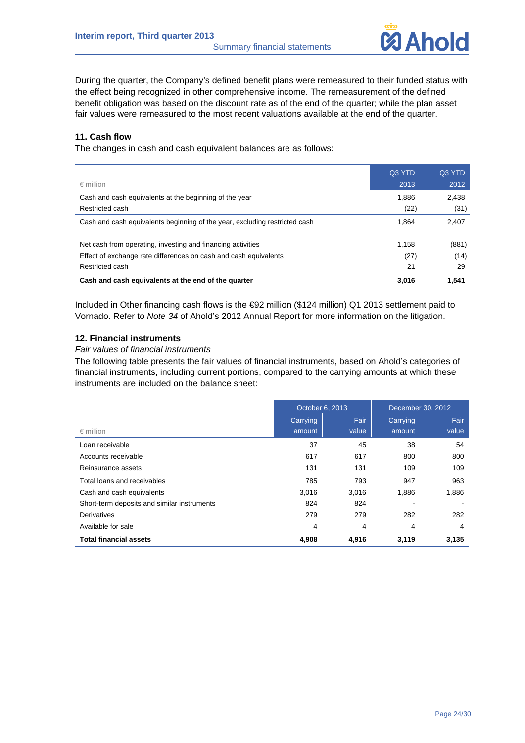During the quarter, the Company's defined benefit plans were remeasured to their funded status with the effect being recognized in other comprehensive income. The remeasurement of the defined benefit obligation was based on the discount rate as of the end of the quarter; while the plan asset fair values were remeasured to the most recent valuations available at the end of the quarter.

### 11. Cash flow

The changes in cash and cash equivalent balances are as follows:

| € million | Q3 YTD 2013 | Q3 YTD 2012 |
|---|---|---|
| Cash and cash equivalents at the beginning of the year | 1,886 | 2,438 |
| Restricted cash | (22) | (31) |
| Cash and cash equivalents beginning of the year, excluding restricted cash | 1,864 | 2,407 |
| Net cash from operating, investing and financing activities | 1,158 | (881) |
| Effect of exchange rate differences on cash and cash equivalents | (27) | (14) |
| Restricted cash | 21 | 29 |
| **Cash and cash equivalents at the end of the quarter** | **3,016** | **1,541** |

Included in Other financing cash flows is the €92 million ($124 million) Q1 2013 settlement paid to Vornado. Refer to *Note 34* of Ahold's 2012 Annual Report for more information on the litigation.

### 12. Financial instruments

*Fair values of financial instruments*

The following table presents the fair values of financial instruments, based on Ahold's categories of financial instruments, including current portions, compared to the carrying amounts at which these instruments are included on the balance sheet:

| | October 6, 2013 | | December 30, 2012 | |
|---|---|---|---|---|
| € million | Carrying amount | Fair value | Carrying amount | Fair value |
| Loan receivable | 37 | 45 | 38 | 54 |
| Accounts receivable | 617 | 617 | 800 | 800 |
| Reinsurance assets | 131 | 131 | 109 | 109 |
| Total loans and receivables | 785 | 793 | 947 | 963 |
| Cash and cash equivalents | 3,016 | 3,016 | 1,886 | 1,886 |
| Short-term deposits and similar instruments | 824 | 824 | - | - |
| Derivatives | 279 | 279 | 282 | 282 |
| Available for sale | 4 | 4 | 4 | 4 |
| **Total financial assets** | **4,908** | **4,916** | **3,119** | **3,135** |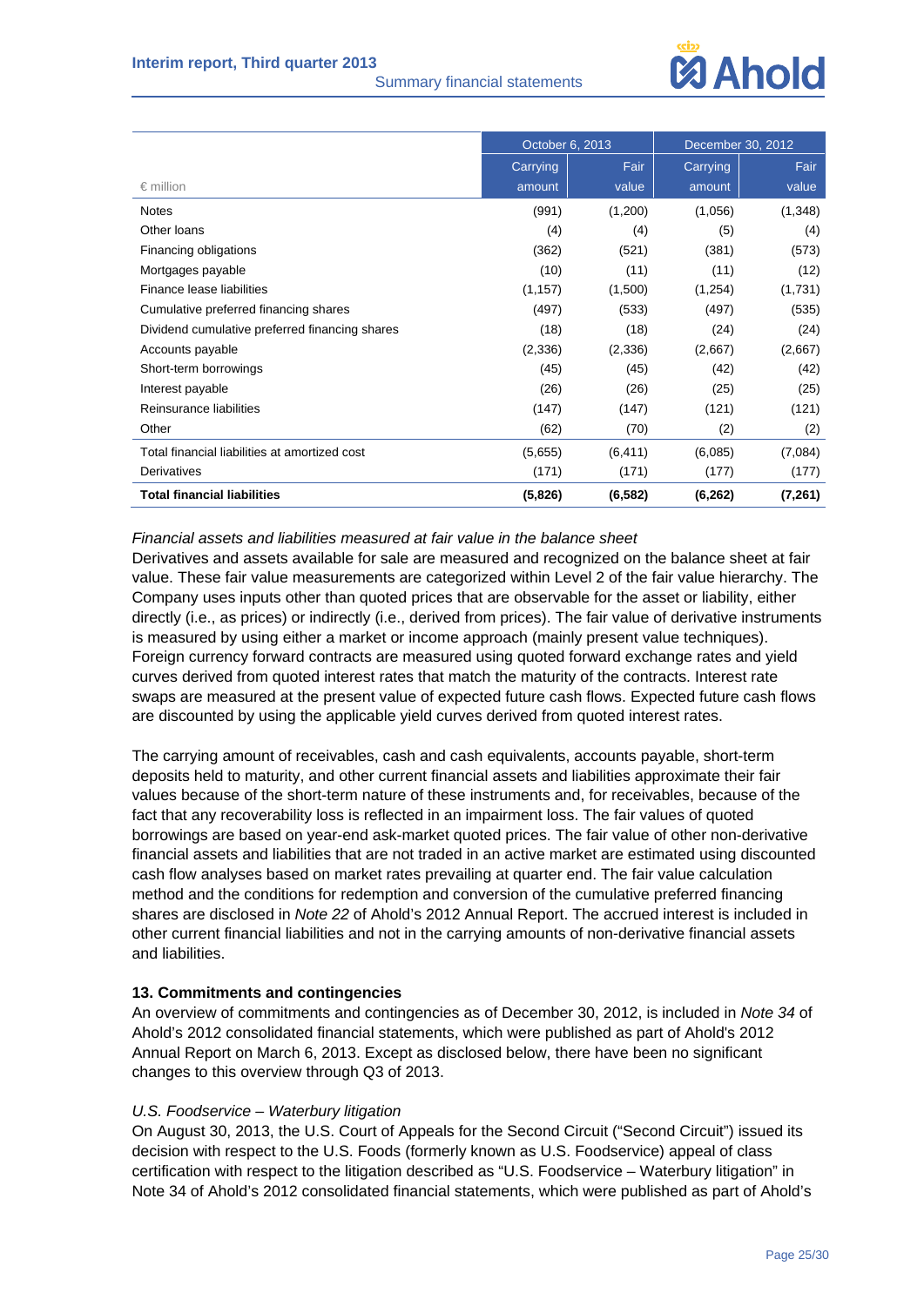| € million | October 6, 2013 | | December 30, 2012 | |
|---|---|---|---|---|
| | Carrying amount | Fair value | Carrying amount | Fair value |
| Notes | (991) | (1,200) | (1,056) | (1,348) |
| Other loans | (4) | (4) | (5) | (4) |
| Financing obligations | (362) | (521) | (381) | (573) |
| Mortgages payable | (10) | (11) | (11) | (12) |
| Finance lease liabilities | (1,157) | (1,500) | (1,254) | (1,731) |
| Cumulative preferred financing shares | (497) | (533) | (497) | (535) |
| Dividend cumulative preferred financing shares | (18) | (18) | (24) | (24) |
| Accounts payable | (2,336) | (2,336) | (2,667) | (2,667) |
| Short-term borrowings | (45) | (45) | (42) | (42) |
| Interest payable | (26) | (26) | (25) | (25) |
| Reinsurance liabilities | (147) | (147) | (121) | (121) |
| Other | (62) | (70) | (2) | (2) |
| Total financial liabilities at amortized cost | (5,655) | (6,411) | (6,085) | (7,084) |
| Derivatives | (171) | (171) | (177) | (177) |
| **Total financial liabilities** | **(5,826)** | **(6,582)** | **(6,262)** | **(7,261)** |

*Financial assets and liabilities measured at fair value in the balance sheet*

Derivatives and assets available for sale are measured and recognized on the balance sheet at fair value. These fair value measurements are categorized within Level 2 of the fair value hierarchy. The Company uses inputs other than quoted prices that are observable for the asset or liability, either directly (i.e., as prices) or indirectly (i.e., derived from prices). The fair value of derivative instruments is measured by using either a market or income approach (mainly present value techniques). Foreign currency forward contracts are measured using quoted forward exchange rates and yield curves derived from quoted interest rates that match the maturity of the contracts. Interest rate swaps are measured at the present value of expected future cash flows. Expected future cash flows are discounted by using the applicable yield curves derived from quoted interest rates.

The carrying amount of receivables, cash and cash equivalents, accounts payable, short-term deposits held to maturity, and other current financial assets and liabilities approximate their fair values because of the short-term nature of these instruments and, for receivables, because of the fact that any recoverability loss is reflected in an impairment loss. The fair values of quoted borrowings are based on year-end ask-market quoted prices. The fair value of other non-derivative financial assets and liabilities that are not traded in an active market are estimated using discounted cash flow analyses based on market rates prevailing at quarter end. The fair value calculation method and the conditions for redemption and conversion of the cumulative preferred financing shares are disclosed in *Note 22* of Ahold's 2012 Annual Report. The accrued interest is included in other current financial liabilities and not in the carrying amounts of non-derivative financial assets and liabilities.

## 13. Commitments and contingencies

An overview of commitments and contingencies as of December 30, 2012, is included in *Note 34* of Ahold's 2012 consolidated financial statements, which were published as part of Ahold's 2012 Annual Report on March 6, 2013. Except as disclosed below, there have been no significant changes to this overview through Q3 of 2013.

*U.S. Foodservice – Waterbury litigation*

On August 30, 2013, the U.S. Court of Appeals for the Second Circuit ("Second Circuit") issued its decision with respect to the U.S. Foods (formerly known as U.S. Foodservice) appeal of class certification with respect to the litigation described as "U.S. Foodservice – Waterbury litigation" in Note 34 of Ahold's 2012 consolidated financial statements, which were published as part of Ahold's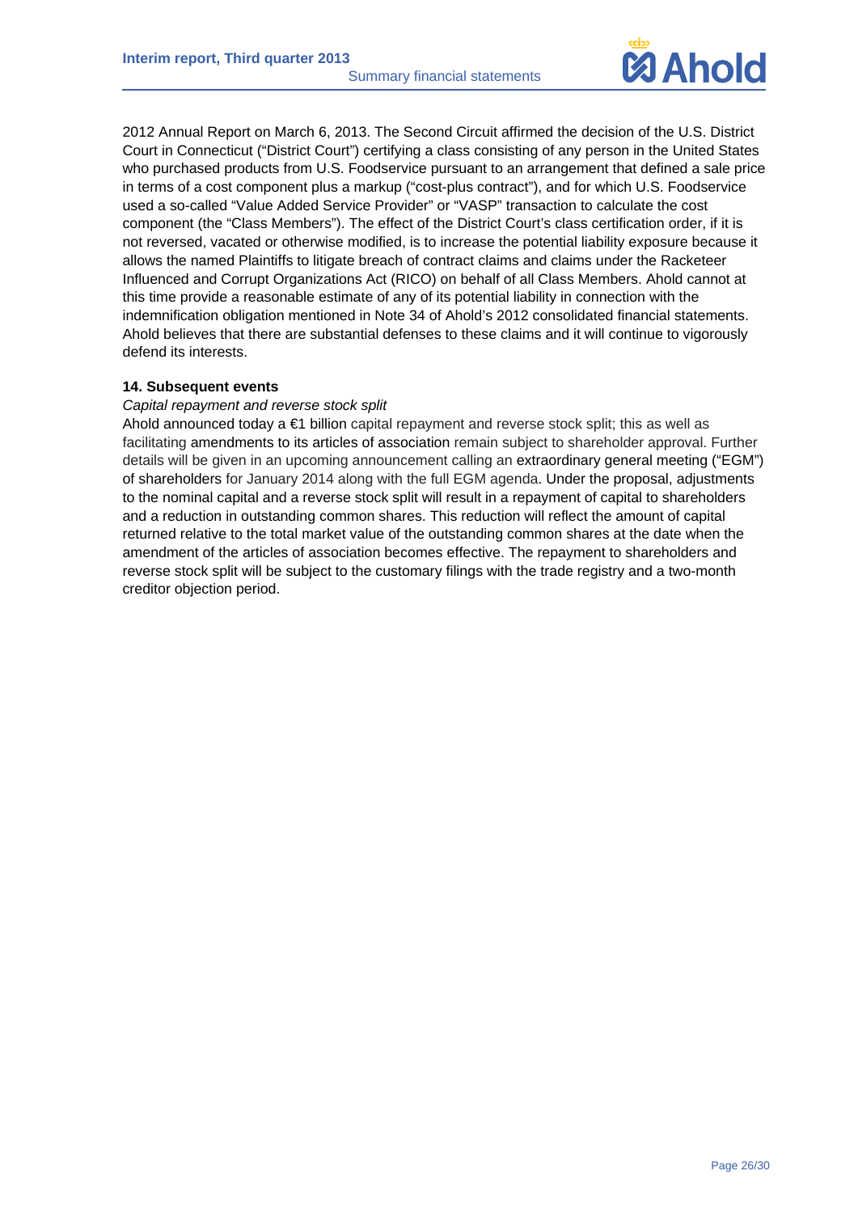2012 Annual Report on March 6, 2013. The Second Circuit affirmed the decision of the U.S. District Court in Connecticut ("District Court") certifying a class consisting of any person in the United States who purchased products from U.S. Foodservice pursuant to an arrangement that defined a sale price in terms of a cost component plus a markup ("cost-plus contract"), and for which U.S. Foodservice used a so-called "Value Added Service Provider" or "VASP" transaction to calculate the cost component (the "Class Members"). The effect of the District Court's class certification order, if it is not reversed, vacated or otherwise modified, is to increase the potential liability exposure because it allows the named Plaintiffs to litigate breach of contract claims and claims under the Racketeer Influenced and Corrupt Organizations Act (RICO) on behalf of all Class Members. Ahold cannot at this time provide a reasonable estimate of any of its potential liability in connection with the indemnification obligation mentioned in Note 34 of Ahold's 2012 consolidated financial statements. Ahold believes that there are substantial defenses to these claims and it will continue to vigorously defend its interests.

**14. Subsequent events**

*Capital repayment and reverse stock split*

Ahold announced today a €1 billion capital repayment and reverse stock split; this as well as facilitating amendments to its articles of association remain subject to shareholder approval. Further details will be given in an upcoming announcement calling an extraordinary general meeting ("EGM") of shareholders for January 2014 along with the full EGM agenda. Under the proposal, adjustments to the nominal capital and a reverse stock split will result in a repayment of capital to shareholders and a reduction in outstanding common shares. This reduction will reflect the amount of capital returned relative to the total market value of the outstanding common shares at the date when the amendment of the articles of association becomes effective. The repayment to shareholders and reverse stock split will be subject to the customary filings with the trade registry and a two-month creditor objection period.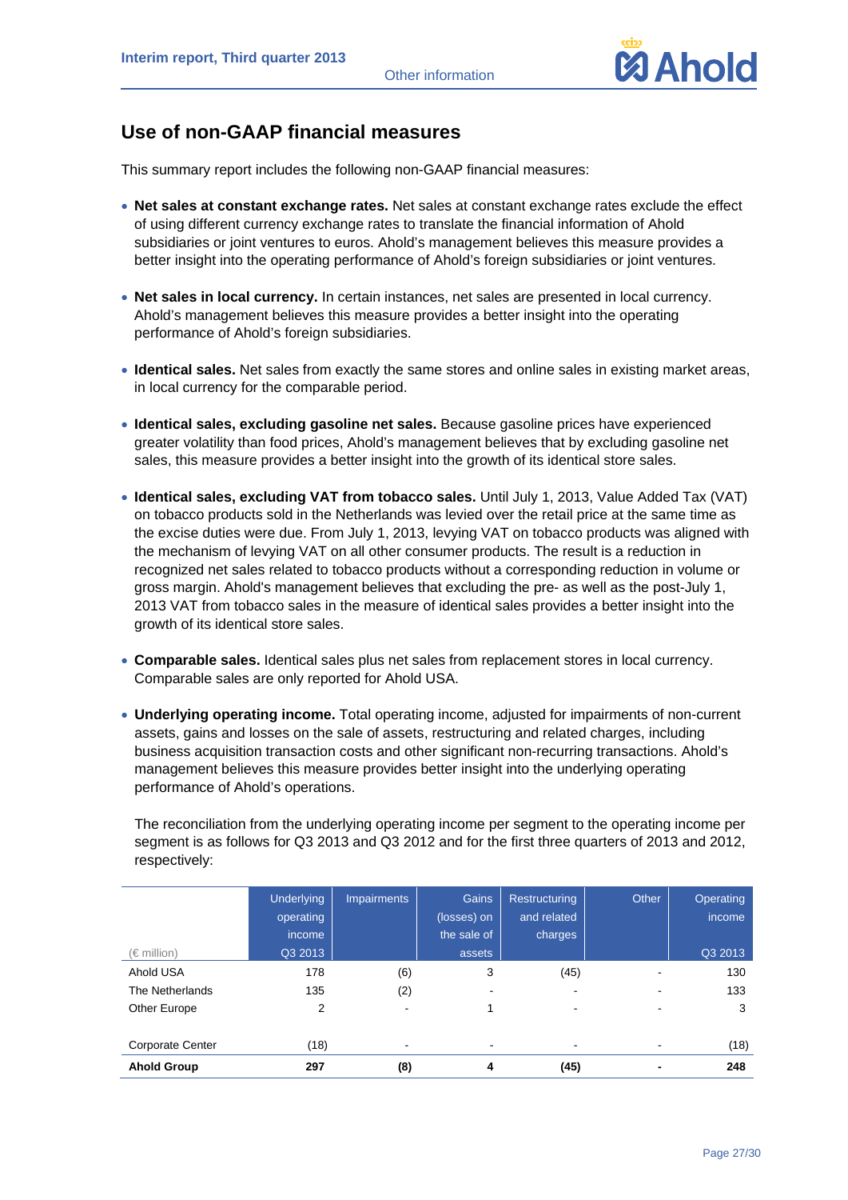## Use of non-GAAP financial measures

This summary report includes the following non-GAAP financial measures:

- **Net sales at constant exchange rates.** Net sales at constant exchange rates exclude the effect of using different currency exchange rates to translate the financial information of Ahold subsidiaries or joint ventures to euros. Ahold's management believes this measure provides a better insight into the operating performance of Ahold's foreign subsidiaries or joint ventures.

- **Net sales in local currency.** In certain instances, net sales are presented in local currency. Ahold's management believes this measure provides a better insight into the operating performance of Ahold's foreign subsidiaries.

- **Identical sales.** Net sales from exactly the same stores and online sales in existing market areas, in local currency for the comparable period.

- **Identical sales, excluding gasoline net sales.** Because gasoline prices have experienced greater volatility than food prices, Ahold's management believes that by excluding gasoline net sales, this measure provides a better insight into the growth of its identical store sales.

- **Identical sales, excluding VAT from tobacco sales.** Until July 1, 2013, Value Added Tax (VAT) on tobacco products sold in the Netherlands was levied over the retail price at the same time as the excise duties were due. From July 1, 2013, levying VAT on tobacco products was aligned with the mechanism of levying VAT on all other consumer products. The result is a reduction in recognized net sales related to tobacco products without a corresponding reduction in volume or gross margin. Ahold's management believes that excluding the pre- as well as the post-July 1, 2013 VAT from tobacco sales in the measure of identical sales provides a better insight into the growth of its identical store sales.

- **Comparable sales.** Identical sales plus net sales from replacement stores in local currency. Comparable sales are only reported for Ahold USA.

- **Underlying operating income.** Total operating income, adjusted for impairments of non-current assets, gains and losses on the sale of assets, restructuring and related charges, including business acquisition transaction costs and other significant non-recurring transactions. Ahold's management believes this measure provides better insight into the underlying operating performance of Ahold's operations.

  The reconciliation from the underlying operating income per segment to the operating income per segment is as follows for Q3 2013 and Q3 2012 and for the first three quarters of 2013 and 2012, respectively:

| (€ million) | Underlying operating income Q3 2013 | Impairments | Gains (losses) on the sale of assets | Restructuring and related charges | Other | Operating income Q3 2013 |
|---|---|---|---|---|---|---|
| Ahold USA | 178 | (6) | 3 | (45) | - | 130 |
| The Netherlands | 135 | (2) | - | - | - | 133 |
| Other Europe | 2 | - | 1 | - | - | 3 |
| | | | | | | |
| Corporate Center | (18) | - | - | - | - | (18) |
| **Ahold Group** | **297** | **(8)** | **4** | **(45)** | **-** | **248** |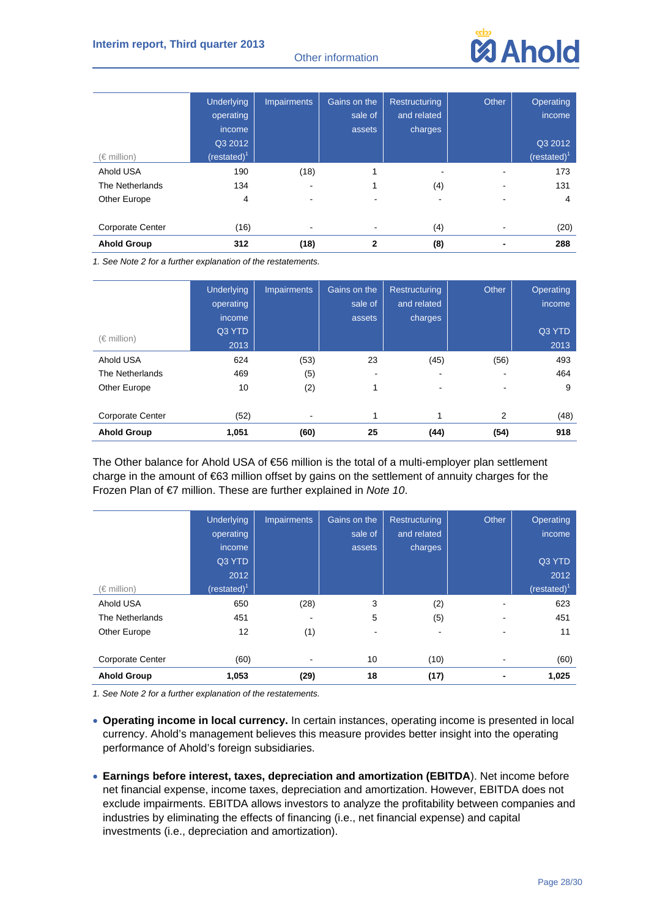| (€ million) | Underlying operating income Q3 2012 (restated)[1] | Impairments | Gains on the sale of assets | Restructuring and related charges | Other | Operating income Q3 2012 (restated)[1] |
|---|---|---|---|---|---|---|
| Ahold USA | 190 | (18) | 1 | - | - | 173 |
| The Netherlands | 134 | - | 1 | (4) | - | 131 |
| Other Europe | 4 | - | - | - | - | 4 |
| | | | | | | |
| Corporate Center | (16) | - | - | (4) | - | (20) |
| **Ahold Group** | **312** | **(18)** | **2** | **(8)** | **-** | **288** |

*1. See Note 2 for a further explanation of the restatements.*

| (€ million) | Underlying operating income Q3 YTD 2013 | Impairments | Gains on the sale of assets | Restructuring and related charges | Other | Operating income Q3 YTD 2013 |
|---|---|---|---|---|---|---|
| Ahold USA | 624 | (53) | 23 | (45) | (56) | 493 |
| The Netherlands | 469 | (5) | - | - | - | 464 |
| Other Europe | 10 | (2) | 1 | - | - | 9 |
| | | | | | | |
| Corporate Center | (52) | - | 1 | 1 | 2 | (48) |
| **Ahold Group** | **1,051** | **(60)** | **25** | **(44)** | **(54)** | **918** |

The Other balance for Ahold USA of €56 million is the total of a multi-employer plan settlement charge in the amount of €63 million offset by gains on the settlement of annuity charges for the Frozen Plan of €7 million. These are further explained in *Note 10*.

| (€ million) | Underlying operating income Q3 YTD 2012 (restated)[1] | Impairments | Gains on the sale of assets | Restructuring and related charges | Other | Operating income Q3 YTD 2012 (restated)[1] |
|---|---|---|---|---|---|---|
| Ahold USA | 650 | (28) | 3 | (2) | - | 623 |
| The Netherlands | 451 | - | 5 | (5) | - | 451 |
| Other Europe | 12 | (1) | - | - | - | 11 |
| | | | | | | |
| Corporate Center | (60) | - | 10 | (10) | - | (60) |
| **Ahold Group** | **1,053** | **(29)** | **18** | **(17)** | **-** | **1,025** |

*1. See Note 2 for a further explanation of the restatements.*

- **Operating income in local currency.** In certain instances, operating income is presented in local currency. Ahold's management believes this measure provides better insight into the operating performance of Ahold's foreign subsidiaries.

- **Earnings before interest, taxes, depreciation and amortization (EBITDA**). Net income before net financial expense, income taxes, depreciation and amortization. However, EBITDA does not exclude impairments. EBITDA allows investors to analyze the profitability between companies and industries by eliminating the effects of financing (i.e., net financial expense) and capital investments (i.e., depreciation and amortization).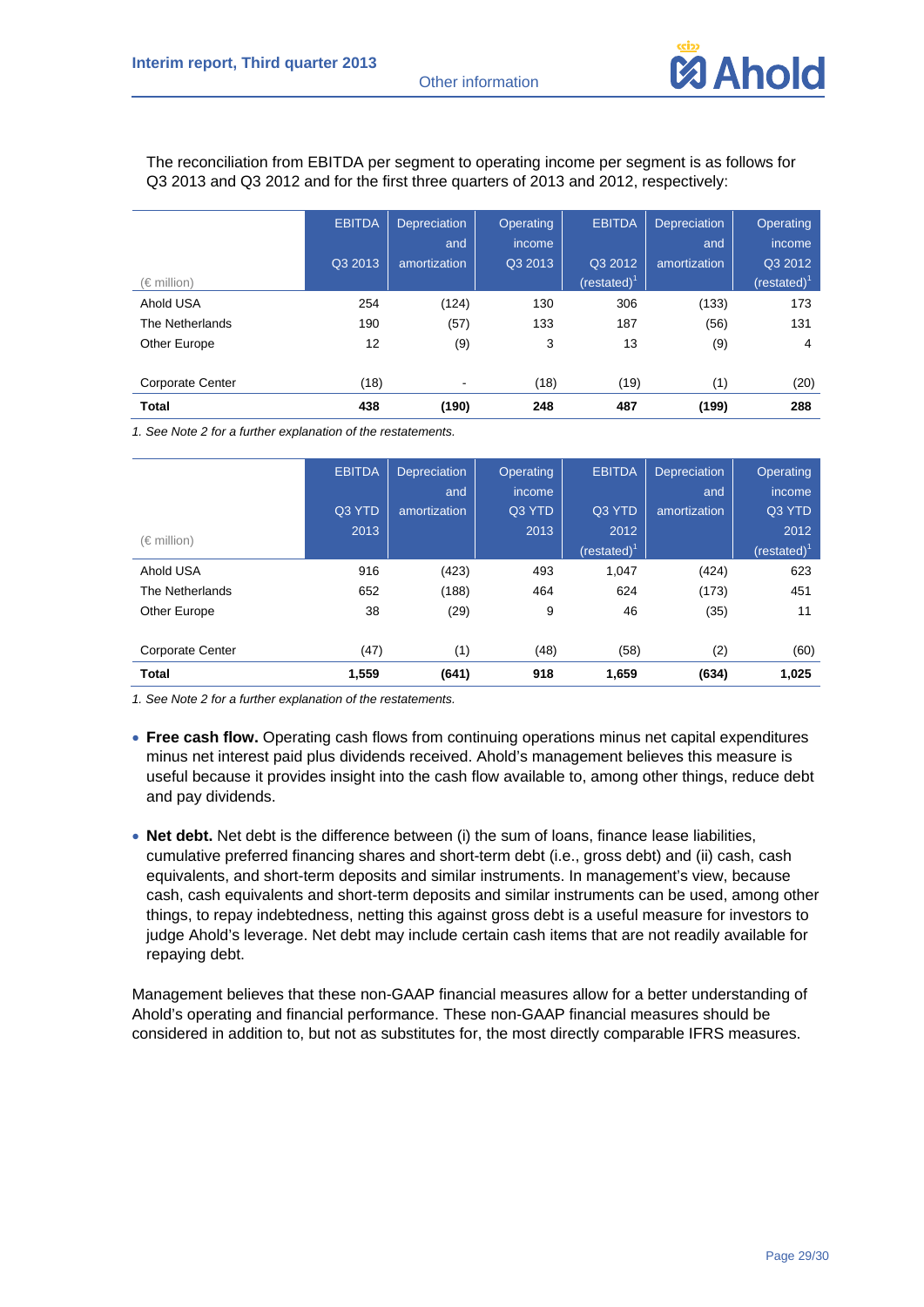The reconciliation from EBITDA per segment to operating income per segment is as follows for Q3 2013 and Q3 2012 and for the first three quarters of 2013 and 2012, respectively:

| (€ million) | EBITDA Q3 2013 | Depreciation and amortization | Operating income Q3 2013 | EBITDA Q3 2012 (restated)[1] | Depreciation and amortization | Operating income Q3 2012 (restated)[1] |
|---|---|---|---|---|---|---|
| Ahold USA | 254 | (124) | 130 | 306 | (133) | 173 |
| The Netherlands | 190 | (57) | 133 | 187 | (56) | 131 |
| Other Europe | 12 | (9) | 3 | 13 | (9) | 4 |
| Corporate Center | (18) | - | (18) | (19) | (1) | (20) |
| **Total** | **438** | **(190)** | **248** | **487** | **(199)** | **288** |

*1. See Note 2 for a further explanation of the restatements.*

| (€ million) | EBITDA Q3 YTD 2013 | Depreciation and amortization | Operating income Q3 YTD 2013 | EBITDA Q3 YTD 2012 (restated)[1] | Depreciation and amortization | Operating income Q3 YTD 2012 (restated)[1] |
|---|---|---|---|---|---|---|
| Ahold USA | 916 | (423) | 493 | 1,047 | (424) | 623 |
| The Netherlands | 652 | (188) | 464 | 624 | (173) | 451 |
| Other Europe | 38 | (29) | 9 | 46 | (35) | 11 |
| Corporate Center | (47) | (1) | (48) | (58) | (2) | (60) |
| **Total** | **1,559** | **(641)** | **918** | **1,659** | **(634)** | **1,025** |

*1. See Note 2 for a further explanation of the restatements.*

- **Free cash flow.** Operating cash flows from continuing operations minus net capital expenditures minus net interest paid plus dividends received. Ahold's management believes this measure is useful because it provides insight into the cash flow available to, among other things, reduce debt and pay dividends.

- **Net debt.** Net debt is the difference between (i) the sum of loans, finance lease liabilities, cumulative preferred financing shares and short-term debt (i.e., gross debt) and (ii) cash, cash equivalents, and short-term deposits and similar instruments. In management's view, because cash, cash equivalents and short-term deposits and similar instruments can be used, among other things, to repay indebtedness, netting this against gross debt is a useful measure for investors to judge Ahold's leverage. Net debt may include certain cash items that are not readily available for repaying debt.

Management believes that these non-GAAP financial measures allow for a better understanding of Ahold's operating and financial performance. These non-GAAP financial measures should be considered in addition to, but not as substitutes for, the most directly comparable IFRS measures.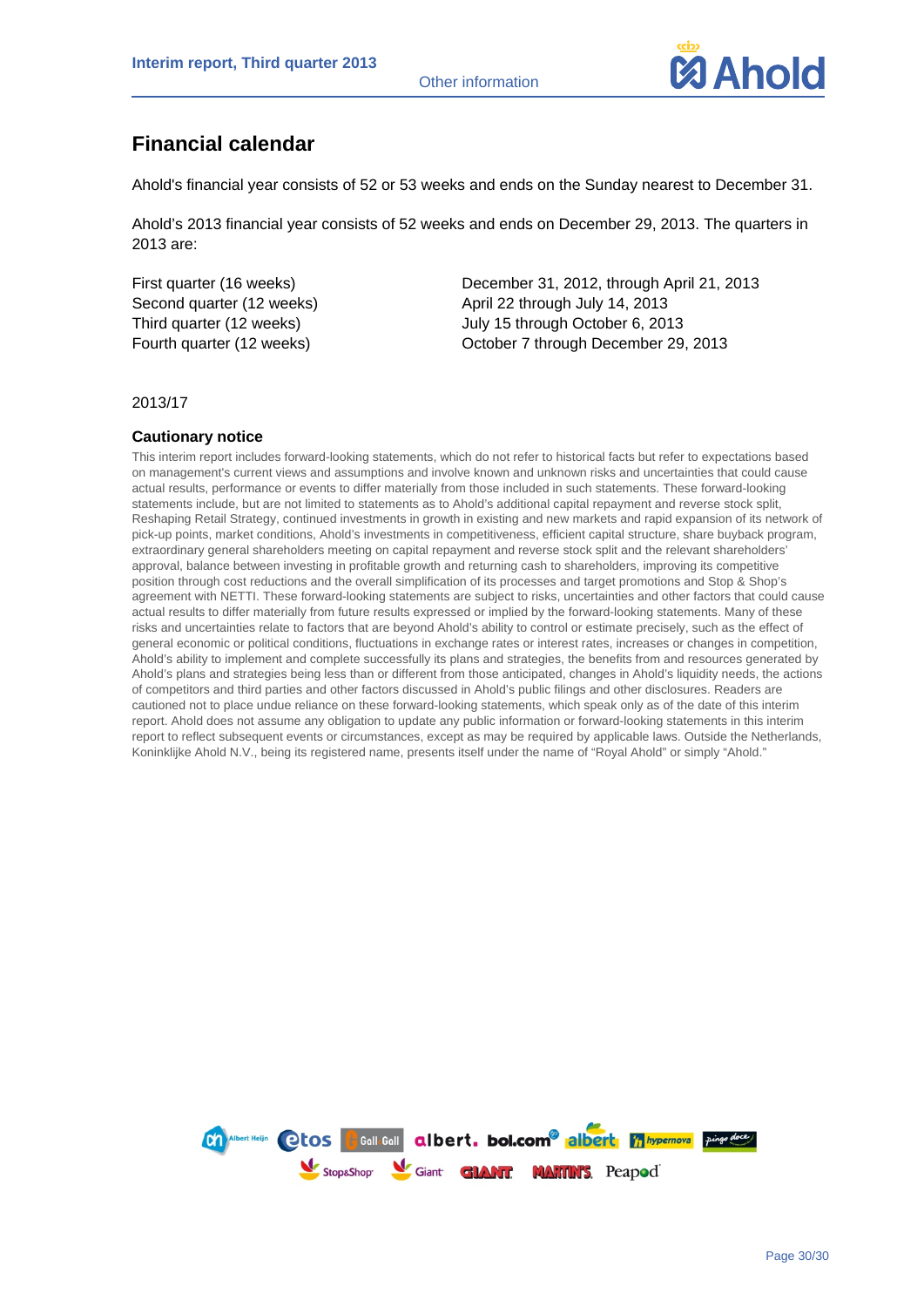# Financial calendar

Ahold's financial year consists of 52 or 53 weeks and ends on the Sunday nearest to December 31.

Ahold's 2013 financial year consists of 52 weeks and ends on December 29, 2013. The quarters in 2013 are:

| | |
|---|---|
| First quarter (16 weeks) | December 31, 2012, through April 21, 2013 |
| Second quarter (12 weeks) | April 22 through July 14, 2013 |
| Third quarter (12 weeks) | July 15 through October 6, 2013 |
| Fourth quarter (12 weeks) | October 7 through December 29, 2013 |

2013/17

### Cautionary notice

This interim report includes forward-looking statements, which do not refer to historical facts but refer to expectations based on management's current views and assumptions and involve known and unknown risks and uncertainties that could cause actual results, performance or events to differ materially from those included in such statements. These forward-looking statements include, but are not limited to statements as to Ahold's additional capital repayment and reverse stock split, Reshaping Retail Strategy, continued investments in growth in existing and new markets and rapid expansion of its network of pick-up points, market conditions, Ahold's investments in competitiveness, efficient capital structure, share buyback program, extraordinary general shareholders meeting on capital repayment and reverse stock split and the relevant shareholders' approval, balance between investing in profitable growth and returning cash to shareholders, improving its competitive position through cost reductions and the overall simplification of its processes and target promotions and Stop & Shop's agreement with NETTI. These forward-looking statements are subject to risks, uncertainties and other factors that could cause actual results to differ materially from future results expressed or implied by the forward-looking statements. Many of these risks and uncertainties relate to factors that are beyond Ahold's ability to control or estimate precisely, such as the effect of general economic or political conditions, fluctuations in exchange rates or interest rates, increases or changes in competition, Ahold's ability to implement and complete successfully its plans and strategies, the benefits from and resources generated by Ahold's plans and strategies being less than or different from those anticipated, changes in Ahold's liquidity needs, the actions of competitors and third parties and other factors discussed in Ahold's public filings and other disclosures. Readers are cautioned not to place undue reliance on these forward-looking statements, which speak only as of the date of this interim report. Ahold does not assume any obligation to update any public information or forward-looking statements in this interim report to reflect subsequent events or circumstances, except as may be required by applicable laws. Outside the Netherlands, Koninklijke Ahold N.V., being its registered name, presents itself under the name of "Royal Ahold" or simply "Ahold."